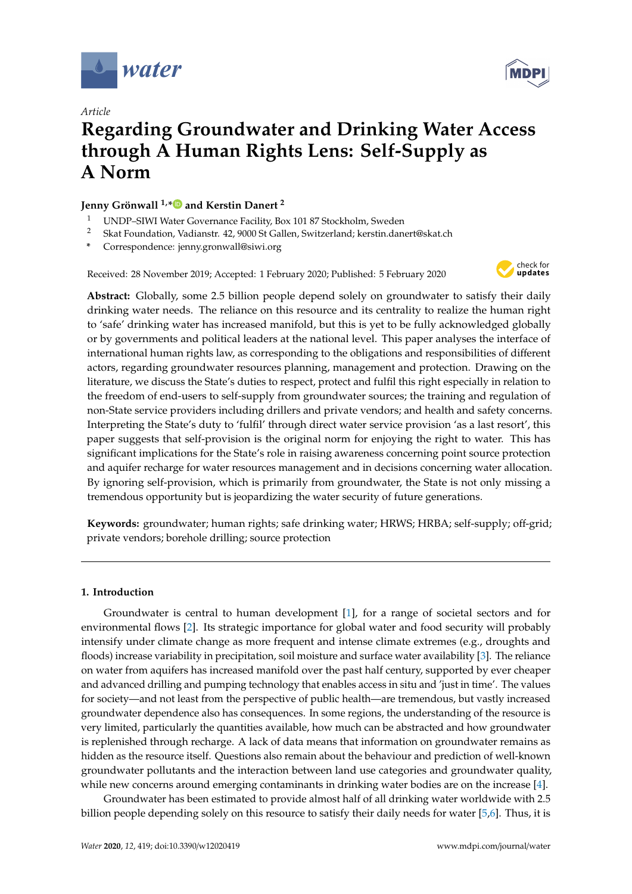*Article*

# Regarding Groundwater and Drinking Water Access through A Human Rights Lens: Self-Supply as A Norm

**Jenny Grönwall [1,*] and Kerstin Danert [2]**

[1] UNDP–SIWI Water Governance Facility, Box 101 87 Stockholm, Sweden
[2] Skat Foundation, Vadianstr. 42, 9000 St Gallen, Switzerland; kerstin.danert@skat.ch
[*] Correspondence: jenny.gronwall@siwi.org

Received: 28 November 2019; Accepted: 1 February 2020; Published: 5 February 2020

**Abstract:** Globally, some 2.5 billion people depend solely on groundwater to satisfy their daily drinking water needs. The reliance on this resource and its centrality to realize the human right to 'safe' drinking water has increased manifold, but this is yet to be fully acknowledged globally or by governments and political leaders at the national level. This paper analyses the interface of international human rights law, as corresponding to the obligations and responsibilities of different actors, regarding groundwater resources planning, management and protection. Drawing on the literature, we discuss the State's duties to respect, protect and fulfil this right especially in relation to the freedom of end-users to self-supply from groundwater sources; the training and regulation of non-State service providers including drillers and private vendors; and health and safety concerns. Interpreting the State's duty to 'fulfil' through direct water service provision 'as a last resort', this paper suggests that self-provision is the original norm for enjoying the right to water. This has significant implications for the State's role in raising awareness concerning point source protection and aquifer recharge for water resources management and in decisions concerning water allocation. By ignoring self-provision, which is primarily from groundwater, the State is not only missing a tremendous opportunity but is jeopardizing the water security of future generations.

**Keywords:** groundwater; human rights; safe drinking water; HRWS; HRBA; self-supply; off-grid; private vendors; borehole drilling; source protection

## 1. Introduction

Groundwater is central to human development [1], for a range of societal sectors and for environmental flows [2]. Its strategic importance for global water and food security will probably intensify under climate change as more frequent and intense climate extremes (e.g., droughts and floods) increase variability in precipitation, soil moisture and surface water availability [3]. The reliance on water from aquifers has increased manifold over the past half century, supported by ever cheaper and advanced drilling and pumping technology that enables access in situ and 'just in time'. The values for society—and not least from the perspective of public health—are tremendous, but vastly increased groundwater dependence also has consequences. In some regions, the understanding of the resource is very limited, particularly the quantities available, how much can be abstracted and how groundwater is replenished through recharge. A lack of data means that information on groundwater remains as hidden as the resource itself. Questions also remain about the behaviour and prediction of well-known groundwater pollutants and the interaction between land use categories and groundwater quality, while new concerns around emerging contaminants in drinking water bodies are on the increase [4].

Groundwater has been estimated to provide almost half of all drinking water worldwide with 2.5 billion people depending solely on this resource to satisfy their daily needs for water [5,6]. Thus, it is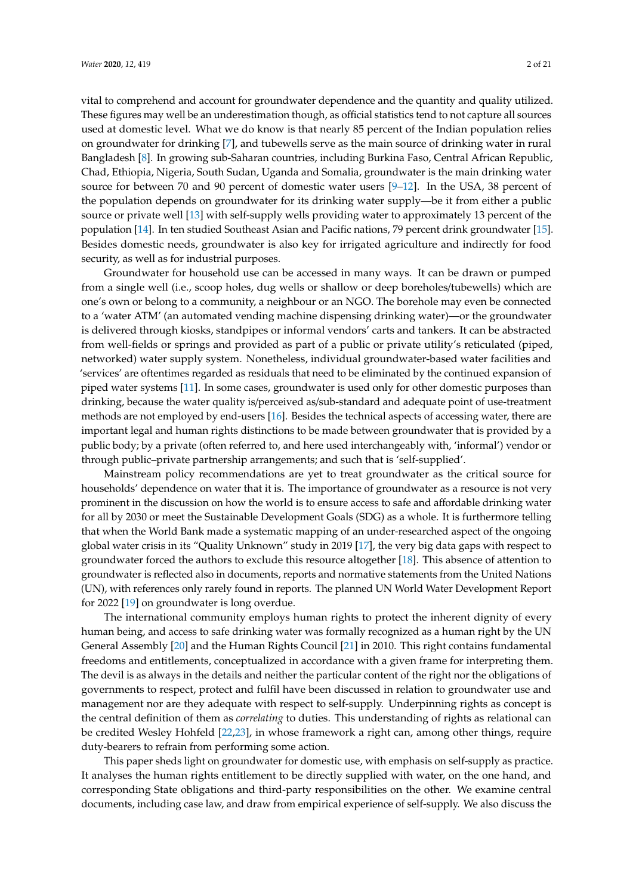vital to comprehend and account for groundwater dependence and the quantity and quality utilized. These figures may well be an underestimation though, as official statistics tend to not capture all sources used at domestic level. What we do know is that nearly 85 percent of the Indian population relies on groundwater for drinking [7], and tubewells serve as the main source of drinking water in rural Bangladesh [8]. In growing sub-Saharan countries, including Burkina Faso, Central African Republic, Chad, Ethiopia, Nigeria, South Sudan, Uganda and Somalia, groundwater is the main drinking water source for between 70 and 90 percent of domestic water users [9–12]. In the USA, 38 percent of the population depends on groundwater for its drinking water supply—be it from either a public source or private well [13] with self-supply wells providing water to approximately 13 percent of the population [14]. In ten studied Southeast Asian and Pacific nations, 79 percent drink groundwater [15]. Besides domestic needs, groundwater is also key for irrigated agriculture and indirectly for food security, as well as for industrial purposes.

Groundwater for household use can be accessed in many ways. It can be drawn or pumped from a single well (i.e., scoop holes, dug wells or shallow or deep boreholes/tubewells) which are one's own or belong to a community, a neighbour or an NGO. The borehole may even be connected to a 'water ATM' (an automated vending machine dispensing drinking water)—or the groundwater is delivered through kiosks, standpipes or informal vendors' carts and tankers. It can be abstracted from well-fields or springs and provided as part of a public or private utility's reticulated (piped, networked) water supply system. Nonetheless, individual groundwater-based water facilities and 'services' are oftentimes regarded as residuals that need to be eliminated by the continued expansion of piped water systems [11]. In some cases, groundwater is used only for other domestic purposes than drinking, because the water quality is/perceived as/sub-standard and adequate point of use-treatment methods are not employed by end-users [16]. Besides the technical aspects of accessing water, there are important legal and human rights distinctions to be made between groundwater that is provided by a public body; by a private (often referred to, and here used interchangeably with, 'informal') vendor or through public–private partnership arrangements; and such that is 'self-supplied'.

Mainstream policy recommendations are yet to treat groundwater as the critical source for households' dependence on water that it is. The importance of groundwater as a resource is not very prominent in the discussion on how the world is to ensure access to safe and affordable drinking water for all by 2030 or meet the Sustainable Development Goals (SDG) as a whole. It is furthermore telling that when the World Bank made a systematic mapping of an under-researched aspect of the ongoing global water crisis in its "Quality Unknown" study in 2019 [17], the very big data gaps with respect to groundwater forced the authors to exclude this resource altogether [18]. This absence of attention to groundwater is reflected also in documents, reports and normative statements from the United Nations (UN), with references only rarely found in reports. The planned UN World Water Development Report for 2022 [19] on groundwater is long overdue.

The international community employs human rights to protect the inherent dignity of every human being, and access to safe drinking water was formally recognized as a human right by the UN General Assembly [20] and the Human Rights Council [21] in 2010. This right contains fundamental freedoms and entitlements, conceptualized in accordance with a given frame for interpreting them. The devil is as always in the details and neither the particular content of the right nor the obligations of governments to respect, protect and fulfil have been discussed in relation to groundwater use and management nor are they adequate with respect to self-supply. Underpinning rights as concept is the central definition of them as *correlating* to duties. This understanding of rights as relational can be credited Wesley Hohfeld [22,23], in whose framework a right can, among other things, require duty-bearers to refrain from performing some action.

This paper sheds light on groundwater for domestic use, with emphasis on self-supply as practice. It analyses the human rights entitlement to be directly supplied with water, on the one hand, and corresponding State obligations and third-party responsibilities on the other. We examine central documents, including case law, and draw from empirical experience of self-supply. We also discuss the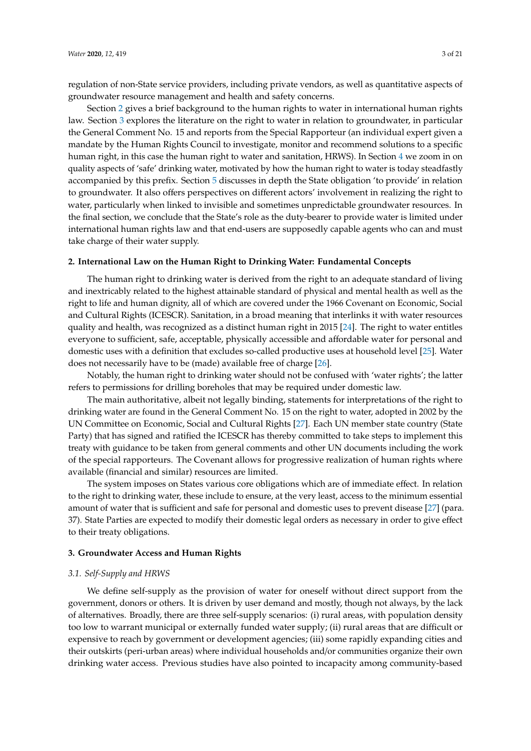regulation of non-State service providers, including private vendors, as well as quantitative aspects of groundwater resource management and health and safety concerns.

Section 2 gives a brief background to the human rights to water in international human rights law. Section 3 explores the literature on the right to water in relation to groundwater, in particular the General Comment No. 15 and reports from the Special Rapporteur (an individual expert given a mandate by the Human Rights Council to investigate, monitor and recommend solutions to a specific human right, in this case the human right to water and sanitation, HRWS). In Section 4 we zoom in on quality aspects of 'safe' drinking water, motivated by how the human right to water is today steadfastly accompanied by this prefix. Section 5 discusses in depth the State obligation 'to provide' in relation to groundwater. It also offers perspectives on different actors' involvement in realizing the right to water, particularly when linked to invisible and sometimes unpredictable groundwater resources. In the final section, we conclude that the State's role as the duty-bearer to provide water is limited under international human rights law and that end-users are supposedly capable agents who can and must take charge of their water supply.

## 2. International Law on the Human Right to Drinking Water: Fundamental Concepts

The human right to drinking water is derived from the right to an adequate standard of living and inextricably related to the highest attainable standard of physical and mental health as well as the right to life and human dignity, all of which are covered under the 1966 Covenant on Economic, Social and Cultural Rights (ICESCR). Sanitation, in a broad meaning that interlinks it with water resources quality and health, was recognized as a distinct human right in 2015 [24]. The right to water entitles everyone to sufficient, safe, acceptable, physically accessible and affordable water for personal and domestic uses with a definition that excludes so-called productive uses at household level [25]. Water does not necessarily have to be (made) available free of charge [26].

Notably, the human right to drinking water should not be confused with 'water rights'; the latter refers to permissions for drilling boreholes that may be required under domestic law.

The main authoritative, albeit not legally binding, statements for interpretations of the right to drinking water are found in the General Comment No. 15 on the right to water, adopted in 2002 by the UN Committee on Economic, Social and Cultural Rights [27]. Each UN member state country (State Party) that has signed and ratified the ICESCR has thereby committed to take steps to implement this treaty with guidance to be taken from general comments and other UN documents including the work of the special rapporteurs. The Covenant allows for progressive realization of human rights where available (financial and similar) resources are limited.

The system imposes on States various core obligations which are of immediate effect. In relation to the right to drinking water, these include to ensure, at the very least, access to the minimum essential amount of water that is sufficient and safe for personal and domestic uses to prevent disease [27] (para. 37). State Parties are expected to modify their domestic legal orders as necessary in order to give effect to their treaty obligations.

## 3. Groundwater Access and Human Rights

### *3.1. Self-Supply and HRWS*

We define self-supply as the provision of water for oneself without direct support from the government, donors or others. It is driven by user demand and mostly, though not always, by the lack of alternatives. Broadly, there are three self-supply scenarios: (i) rural areas, with population density too low to warrant municipal or externally funded water supply; (ii) rural areas that are difficult or expensive to reach by government or development agencies; (iii) some rapidly expanding cities and their outskirts (peri-urban areas) where individual households and/or communities organize their own drinking water access. Previous studies have also pointed to incapacity among community-based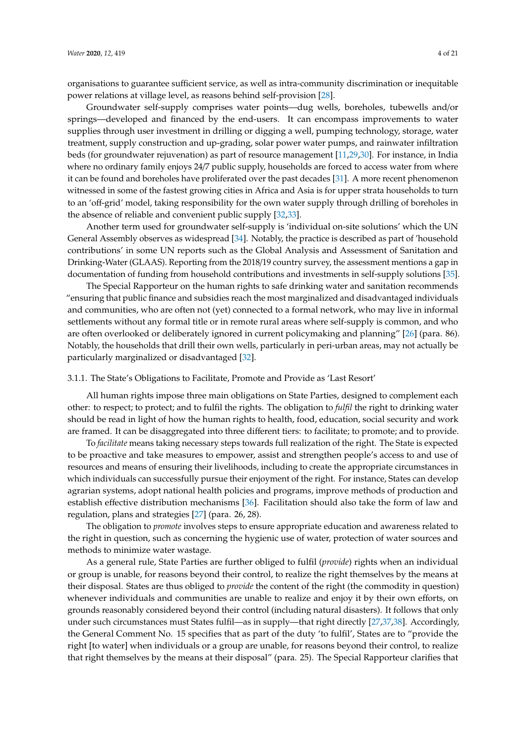organisations to guarantee sufficient service, as well as intra-community discrimination or inequitable power relations at village level, as reasons behind self-provision [28].

Groundwater self-supply comprises water points—dug wells, boreholes, tubewells and/or springs—developed and financed by the end-users. It can encompass improvements to water supplies through user investment in drilling or digging a well, pumping technology, storage, water treatment, supply construction and up-grading, solar power water pumps, and rainwater infiltration beds (for groundwater rejuvenation) as part of resource management [11,29,30]. For instance, in India where no ordinary family enjoys 24/7 public supply, households are forced to access water from where it can be found and boreholes have proliferated over the past decades [31]. A more recent phenomenon witnessed in some of the fastest growing cities in Africa and Asia is for upper strata households to turn to an 'off-grid' model, taking responsibility for the own water supply through drilling of boreholes in the absence of reliable and convenient public supply [32,33].

Another term used for groundwater self-supply is 'individual on-site solutions' which the UN General Assembly observes as widespread [34]. Notably, the practice is described as part of 'household contributions' in some UN reports such as the Global Analysis and Assessment of Sanitation and Drinking-Water (GLAAS). Reporting from the 2018/19 country survey, the assessment mentions a gap in documentation of funding from household contributions and investments in self-supply solutions [35].

The Special Rapporteur on the human rights to safe drinking water and sanitation recommends "ensuring that public finance and subsidies reach the most marginalized and disadvantaged individuals and communities, who are often not (yet) connected to a formal network, who may live in informal settlements without any formal title or in remote rural areas where self-supply is common, and who are often overlooked or deliberately ignored in current policymaking and planning" [26] (para. 86). Notably, the households that drill their own wells, particularly in peri-urban areas, may not actually be particularly marginalized or disadvantaged [32].

### 3.1.1. The State's Obligations to Facilitate, Promote and Provide as 'Last Resort'

All human rights impose three main obligations on State Parties, designed to complement each other: to respect; to protect; and to fulfil the rights. The obligation to *fulfil* the right to drinking water should be read in light of how the human rights to health, food, education, social security and work are framed. It can be disaggregated into three different tiers: to facilitate; to promote; and to provide.

To *facilitate* means taking necessary steps towards full realization of the right. The State is expected to be proactive and take measures to empower, assist and strengthen people's access to and use of resources and means of ensuring their livelihoods, including to create the appropriate circumstances in which individuals can successfully pursue their enjoyment of the right. For instance, States can develop agrarian systems, adopt national health policies and programs, improve methods of production and establish effective distribution mechanisms [36]. Facilitation should also take the form of law and regulation, plans and strategies [27] (para. 26, 28).

The obligation to *promote* involves steps to ensure appropriate education and awareness related to the right in question, such as concerning the hygienic use of water, protection of water sources and methods to minimize water wastage.

As a general rule, State Parties are further obliged to fulfil (*provide*) rights when an individual or group is unable, for reasons beyond their control, to realize the right themselves by the means at their disposal. States are thus obliged to *provide* the content of the right (the commodity in question) whenever individuals and communities are unable to realize and enjoy it by their own efforts, on grounds reasonably considered beyond their control (including natural disasters). It follows that only under such circumstances must States fulfil—as in supply—that right directly [27,37,38]. Accordingly, the General Comment No. 15 specifies that as part of the duty 'to fulfil', States are to "provide the right [to water] when individuals or a group are unable, for reasons beyond their control, to realize that right themselves by the means at their disposal" (para. 25). The Special Rapporteur clarifies that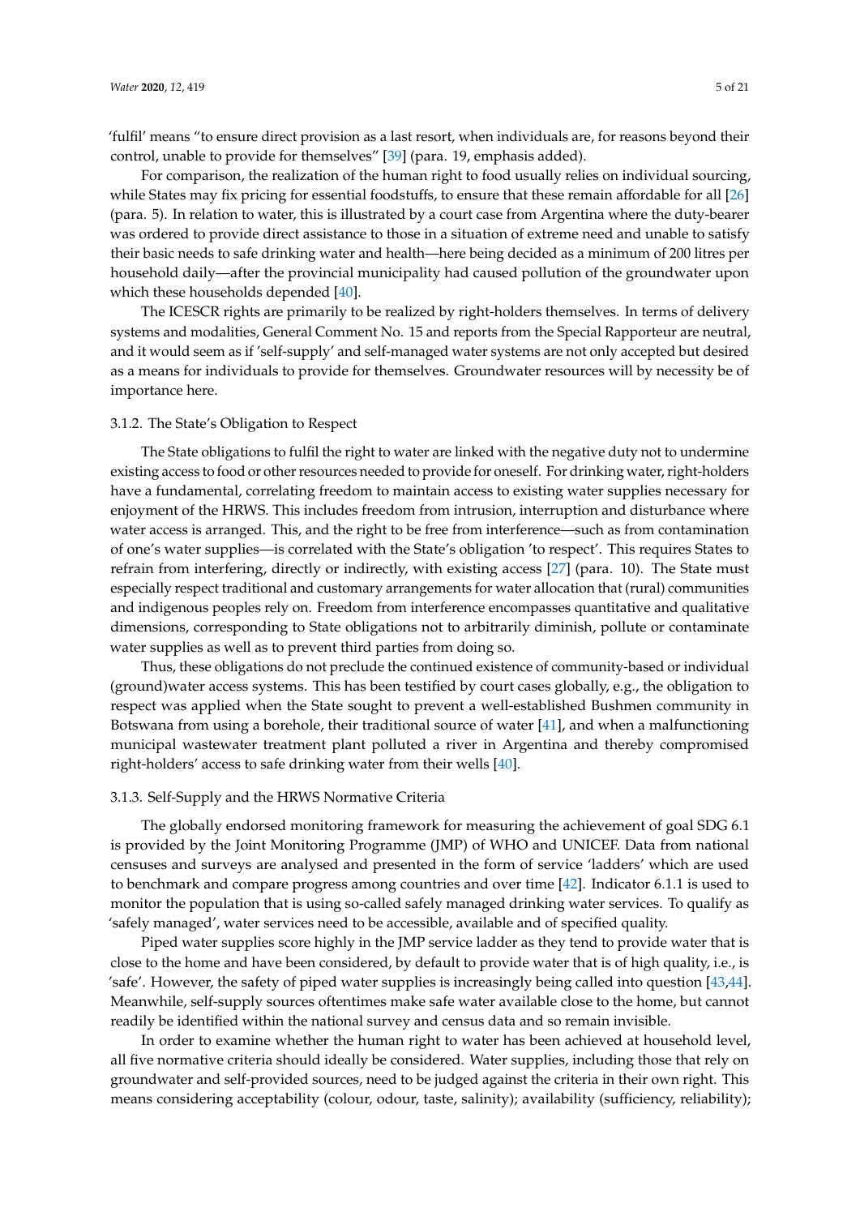'fulfil' means "to ensure direct provision as a last resort, when individuals are, for reasons beyond their control, unable to provide for themselves" [39] (para. 19, emphasis added).

For comparison, the realization of the human right to food usually relies on individual sourcing, while States may fix pricing for essential foodstuffs, to ensure that these remain affordable for all [26] (para. 5). In relation to water, this is illustrated by a court case from Argentina where the duty-bearer was ordered to provide direct assistance to those in a situation of extreme need and unable to satisfy their basic needs to safe drinking water and health—here being decided as a minimum of 200 litres per household daily—after the provincial municipality had caused pollution of the groundwater upon which these households depended [40].

The ICESCR rights are primarily to be realized by right-holders themselves. In terms of delivery systems and modalities, General Comment No. 15 and reports from the Special Rapporteur are neutral, and it would seem as if 'self-supply' and self-managed water systems are not only accepted but desired as a means for individuals to provide for themselves. Groundwater resources will by necessity be of importance here.

#### 3.1.2. The State's Obligation to Respect

The State obligations to fulfil the right to water are linked with the negative duty not to undermine existing access to food or other resources needed to provide for oneself. For drinking water, right-holders have a fundamental, correlating freedom to maintain access to existing water supplies necessary for enjoyment of the HRWS. This includes freedom from intrusion, interruption and disturbance where water access is arranged. This, and the right to be free from interference—such as from contamination of one's water supplies—is correlated with the State's obligation 'to respect'. This requires States to refrain from interfering, directly or indirectly, with existing access [27] (para. 10). The State must especially respect traditional and customary arrangements for water allocation that (rural) communities and indigenous peoples rely on. Freedom from interference encompasses quantitative and qualitative dimensions, corresponding to State obligations not to arbitrarily diminish, pollute or contaminate water supplies as well as to prevent third parties from doing so.

Thus, these obligations do not preclude the continued existence of community-based or individual (ground)water access systems. This has been testified by court cases globally, e.g., the obligation to respect was applied when the State sought to prevent a well-established Bushmen community in Botswana from using a borehole, their traditional source of water [41], and when a malfunctioning municipal wastewater treatment plant polluted a river in Argentina and thereby compromised right-holders' access to safe drinking water from their wells [40].

#### 3.1.3. Self-Supply and the HRWS Normative Criteria

The globally endorsed monitoring framework for measuring the achievement of goal SDG 6.1 is provided by the Joint Monitoring Programme (JMP) of WHO and UNICEF. Data from national censuses and surveys are analysed and presented in the form of service 'ladders' which are used to benchmark and compare progress among countries and over time [42]. Indicator 6.1.1 is used to monitor the population that is using so-called safely managed drinking water services. To qualify as 'safely managed', water services need to be accessible, available and of specified quality.

Piped water supplies score highly in the JMP service ladder as they tend to provide water that is close to the home and have been considered, by default to provide water that is of high quality, i.e., is 'safe'. However, the safety of piped water supplies is increasingly being called into question [43,44]. Meanwhile, self-supply sources oftentimes make safe water available close to the home, but cannot readily be identified within the national survey and census data and so remain invisible.

In order to examine whether the human right to water has been achieved at household level, all five normative criteria should ideally be considered. Water supplies, including those that rely on groundwater and self-provided sources, need to be judged against the criteria in their own right. This means considering acceptability (colour, odour, taste, salinity); availability (sufficiency, reliability);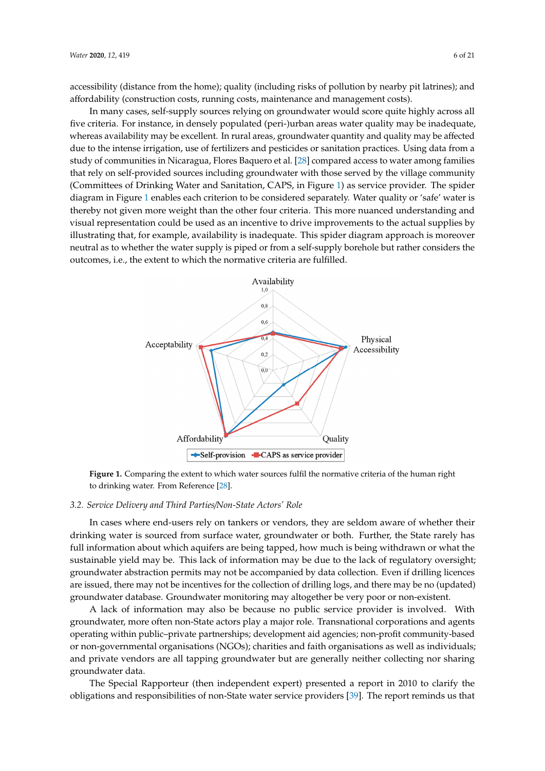accessibility (distance from the home); quality (including risks of pollution by nearby pit latrines); and affordability (construction costs, running costs, maintenance and management costs).

In many cases, self-supply sources relying on groundwater would score quite highly across all five criteria. For instance, in densely populated (peri-)urban areas water quality may be inadequate, whereas availability may be excellent. In rural areas, groundwater quantity and quality may be affected due to the intense irrigation, use of fertilizers and pesticides or sanitation practices. Using data from a study of communities in Nicaragua, Flores Baquero et al. [28] compared access to water among families that rely on self-provided sources including groundwater with those served by the village community (Committees of Drinking Water and Sanitation, CAPS, in Figure 1) as service provider. The spider diagram in Figure 1 enables each criterion to be considered separately. Water quality or 'safe' water is thereby not given more weight than the other four criteria. This more nuanced understanding and visual representation could be used as an incentive to drive improvements to the actual supplies by illustrating that, for example, availability is inadequate. This spider diagram approach is moreover neutral as to whether the water supply is piped or from a self-supply borehole but rather considers the outcomes, i.e., the extent to which the normative criteria are fulfilled.

Availability
1,0
0,8
0,6
0,4
0,2
0,0
Physical Accessibility
Quality
Affordability
Acceptability
Self-provision
CAPS as service provider

**Figure 1.** Comparing the extent to which water sources fulfil the normative criteria of the human right to drinking water. From Reference [28].

### 3.2. Service Delivery and Third Parties/Non-State Actors' Role

In cases where end-users rely on tankers or vendors, they are seldom aware of whether their drinking water is sourced from surface water, groundwater or both. Further, the State rarely has full information about which aquifers are being tapped, how much is being withdrawn or what the sustainable yield may be. This lack of information may be due to the lack of regulatory oversight; groundwater abstraction permits may not be accompanied by data collection. Even if drilling licences are issued, there may not be incentives for the collection of drilling logs, and there may be no (updated) groundwater database. Groundwater monitoring may altogether be very poor or non-existent.

A lack of information may also be because no public service provider is involved. With groundwater, more often non-State actors play a major role. Transnational corporations and agents operating within public–private partnerships; development aid agencies; non-profit community-based or non-governmental organisations (NGOs); charities and faith organisations as well as individuals; and private vendors are all tapping groundwater but are generally neither collecting nor sharing groundwater data.

The Special Rapporteur (then independent expert) presented a report in 2010 to clarify the obligations and responsibilities of non-State water service providers [39]. The report reminds us that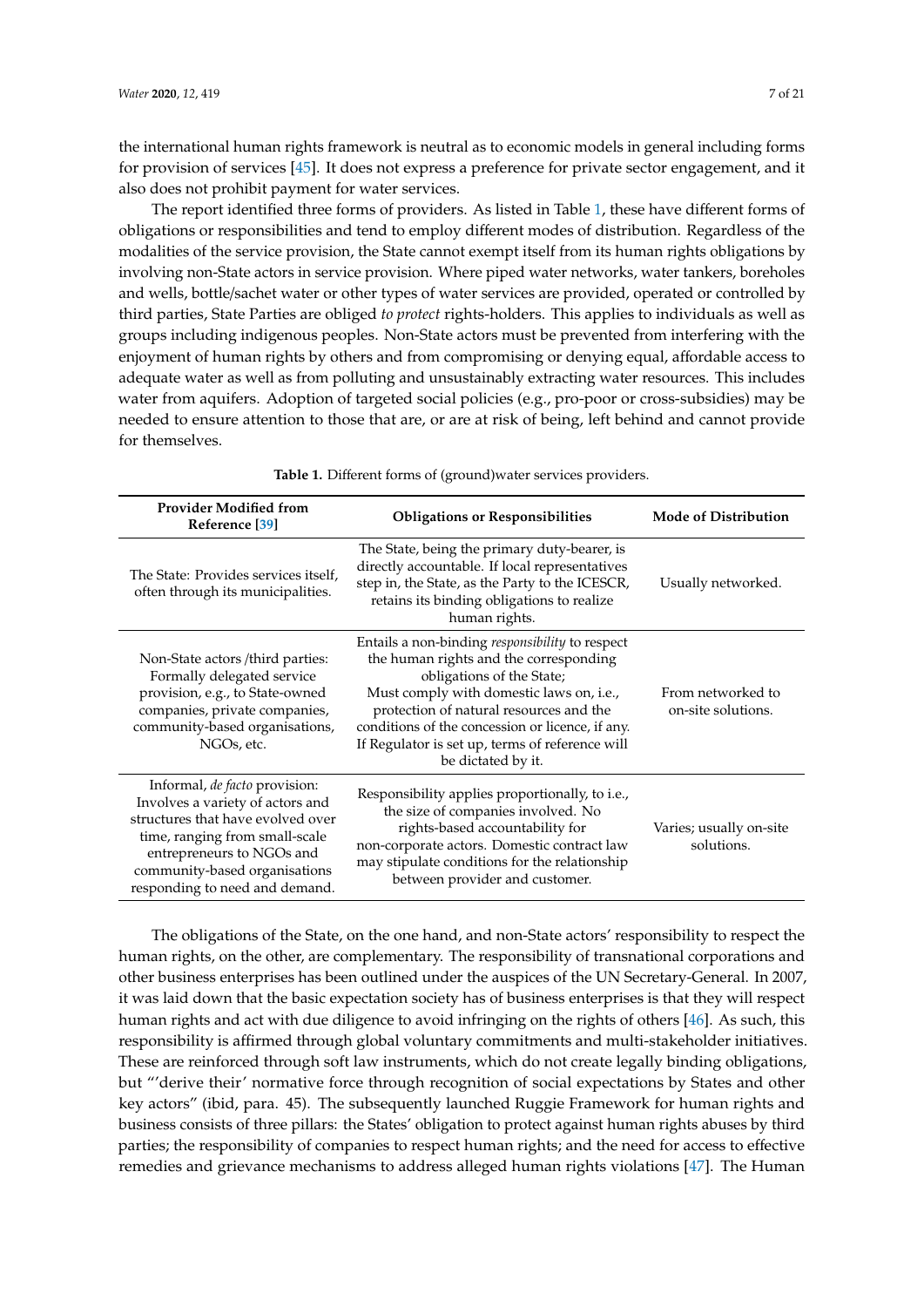the international human rights framework is neutral as to economic models in general including forms for provision of services [45]. It does not express a preference for private sector engagement, and it also does not prohibit payment for water services.

The report identified three forms of providers. As listed in Table 1, these have different forms of obligations or responsibilities and tend to employ different modes of distribution. Regardless of the modalities of the service provision, the State cannot exempt itself from its human rights obligations by involving non-State actors in service provision. Where piped water networks, water tankers, boreholes and wells, bottle/sachet water or other types of water services are provided, operated or controlled by third parties, State Parties are obliged *to protect* rights-holders. This applies to individuals as well as groups including indigenous peoples. Non-State actors must be prevented from interfering with the enjoyment of human rights by others and from compromising or denying equal, affordable access to adequate water as well as from polluting and unsustainably extracting water resources. This includes water from aquifers. Adoption of targeted social policies (e.g., pro-poor or cross-subsidies) may be needed to ensure attention to those that are, or are at risk of being, left behind and cannot provide for themselves.

**Table 1.** Different forms of (ground)water services providers.

| Provider Modified from Reference [39] | Obligations or Responsibilities | Mode of Distribution |
|---|---|---|
| The State: Provides services itself, often through its municipalities. | The State, being the primary duty-bearer, is directly accountable. If local representatives step in, the State, as the Party to the ICESCR, retains its binding obligations to realize human rights. | Usually networked. |
| Non-State actors /third parties: Formally delegated service provision, e.g., to State-owned companies, private companies, community-based organisations, NGOs, etc. | Entails a non-binding *responsibility* to respect the human rights and the corresponding obligations of the State; Must comply with domestic laws on, i.e., protection of natural resources and the conditions of the concession or licence, if any. If Regulator is set up, terms of reference will be dictated by it. | From networked to on-site solutions. |
| Informal, *de facto* provision: Involves a variety of actors and structures that have evolved over time, ranging from small-scale entrepreneurs to NGOs and community-based organisations responding to need and demand. | Responsibility applies proportionally, to i.e., the size of companies involved. No rights-based accountability for non-corporate actors. Domestic contract law may stipulate conditions for the relationship between provider and customer. | Varies; usually on-site solutions. |

The obligations of the State, on the one hand, and non-State actors' responsibility to respect the human rights, on the other, are complementary. The responsibility of transnational corporations and other business enterprises has been outlined under the auspices of the UN Secretary-General. In 2007, it was laid down that the basic expectation society has of business enterprises is that they will respect human rights and act with due diligence to avoid infringing on the rights of others [46]. As such, this responsibility is affirmed through global voluntary commitments and multi-stakeholder initiatives. These are reinforced through soft law instruments, which do not create legally binding obligations, but "'derive their' normative force through recognition of social expectations by States and other key actors" (ibid, para. 45). The subsequently launched Ruggie Framework for human rights and business consists of three pillars: the States' obligation to protect against human rights abuses by third parties; the responsibility of companies to respect human rights; and the need for access to effective remedies and grievance mechanisms to address alleged human rights violations [47]. The Human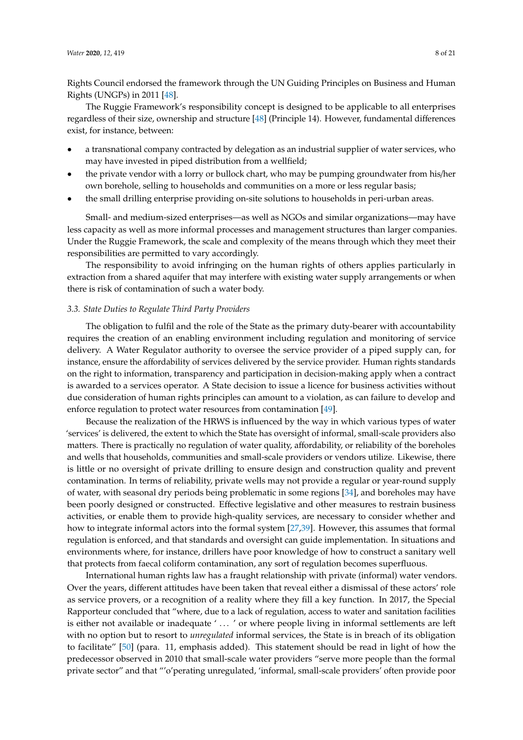Rights Council endorsed the framework through the UN Guiding Principles on Business and Human Rights (UNGPs) in 2011 [48].

The Ruggie Framework's responsibility concept is designed to be applicable to all enterprises regardless of their size, ownership and structure [48] (Principle 14). However, fundamental differences exist, for instance, between:

- a transnational company contracted by delegation as an industrial supplier of water services, who may have invested in piped distribution from a wellfield;
- the private vendor with a lorry or bullock chart, who may be pumping groundwater from his/her own borehole, selling to households and communities on a more or less regular basis;
- the small drilling enterprise providing on-site solutions to households in peri-urban areas.

Small- and medium-sized enterprises—as well as NGOs and similar organizations—may have less capacity as well as more informal processes and management structures than larger companies. Under the Ruggie Framework, the scale and complexity of the means through which they meet their responsibilities are permitted to vary accordingly.

The responsibility to avoid infringing on the human rights of others applies particularly in extraction from a shared aquifer that may interfere with existing water supply arrangements or when there is risk of contamination of such a water body.

### *3.3. State Duties to Regulate Third Party Providers*

The obligation to fulfil and the role of the State as the primary duty-bearer with accountability requires the creation of an enabling environment including regulation and monitoring of service delivery. A Water Regulator authority to oversee the service provider of a piped supply can, for instance, ensure the affordability of services delivered by the service provider. Human rights standards on the right to information, transparency and participation in decision-making apply when a contract is awarded to a services operator. A State decision to issue a licence for business activities without due consideration of human rights principles can amount to a violation, as can failure to develop and enforce regulation to protect water resources from contamination [49].

Because the realization of the HRWS is influenced by the way in which various types of water 'services' is delivered, the extent to which the State has oversight of informal, small-scale providers also matters. There is practically no regulation of water quality, affordability, or reliability of the boreholes and wells that households, communities and small-scale providers or vendors utilize. Likewise, there is little or no oversight of private drilling to ensure design and construction quality and prevent contamination. In terms of reliability, private wells may not provide a regular or year-round supply of water, with seasonal dry periods being problematic in some regions [34], and boreholes may have been poorly designed or constructed. Effective legislative and other measures to restrain business activities, or enable them to provide high-quality services, are necessary to consider whether and how to integrate informal actors into the formal system [27,39]. However, this assumes that formal regulation is enforced, and that standards and oversight can guide implementation. In situations and environments where, for instance, drillers have poor knowledge of how to construct a sanitary well that protects from faecal coliform contamination, any sort of regulation becomes superfluous.

International human rights law has a fraught relationship with private (informal) water vendors. Over the years, different attitudes have been taken that reveal either a dismissal of these actors' role as service provers, or a recognition of a reality where they fill a key function. In 2017, the Special Rapporteur concluded that "where, due to a lack of regulation, access to water and sanitation facilities is either not available or inadequate ' ... ' or where people living in informal settlements are left with no option but to resort to *unregulated* informal services, the State is in breach of its obligation to facilitate" [50] (para. 11, emphasis added). This statement should be read in light of how the predecessor observed in 2010 that small-scale water providers "serve more people than the formal private sector" and that "'o'perating unregulated, 'informal, small-scale providers' often provide poor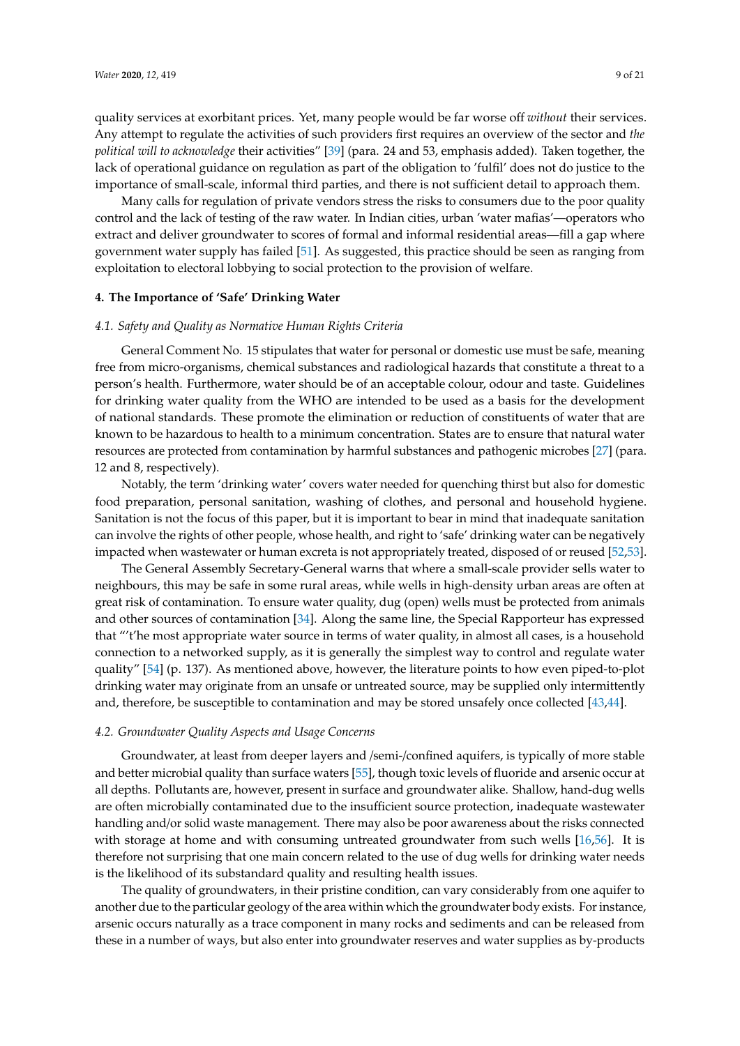quality services at exorbitant prices. Yet, many people would be far worse off *without* their services. Any attempt to regulate the activities of such providers first requires an overview of the sector and *the political will to acknowledge* their activities" [39] (para. 24 and 53, emphasis added). Taken together, the lack of operational guidance on regulation as part of the obligation to 'fulfil' does not do justice to the importance of small-scale, informal third parties, and there is not sufficient detail to approach them.

Many calls for regulation of private vendors stress the risks to consumers due to the poor quality control and the lack of testing of the raw water. In Indian cities, urban 'water mafias'—operators who extract and deliver groundwater to scores of formal and informal residential areas—fill a gap where government water supply has failed [51]. As suggested, this practice should be seen as ranging from exploitation to electoral lobbying to social protection to the provision of welfare.

## 4. The Importance of 'Safe' Drinking Water

### 4.1. Safety and Quality as Normative Human Rights Criteria

General Comment No. 15 stipulates that water for personal or domestic use must be safe, meaning free from micro-organisms, chemical substances and radiological hazards that constitute a threat to a person's health. Furthermore, water should be of an acceptable colour, odour and taste. Guidelines for drinking water quality from the WHO are intended to be used as a basis for the development of national standards. These promote the elimination or reduction of constituents of water that are known to be hazardous to health to a minimum concentration. States are to ensure that natural water resources are protected from contamination by harmful substances and pathogenic microbes [27] (para. 12 and 8, respectively).

Notably, the term 'drinking water' covers water needed for quenching thirst but also for domestic food preparation, personal sanitation, washing of clothes, and personal and household hygiene. Sanitation is not the focus of this paper, but it is important to bear in mind that inadequate sanitation can involve the rights of other people, whose health, and right to 'safe' drinking water can be negatively impacted when wastewater or human excreta is not appropriately treated, disposed of or reused [52,53].

The General Assembly Secretary-General warns that where a small-scale provider sells water to neighbours, this may be safe in some rural areas, while wells in high-density urban areas are often at great risk of contamination. To ensure water quality, dug (open) wells must be protected from animals and other sources of contamination [34]. Along the same line, the Special Rapporteur has expressed that "'t'he most appropriate water source in terms of water quality, in almost all cases, is a household connection to a networked supply, as it is generally the simplest way to control and regulate water quality" [54] (p. 137). As mentioned above, however, the literature points to how even piped-to-plot drinking water may originate from an unsafe or untreated source, may be supplied only intermittently and, therefore, be susceptible to contamination and may be stored unsafely once collected [43,44].

### 4.2. Groundwater Quality Aspects and Usage Concerns

Groundwater, at least from deeper layers and /semi-/confined aquifers, is typically of more stable and better microbial quality than surface waters [55], though toxic levels of fluoride and arsenic occur at all depths. Pollutants are, however, present in surface and groundwater alike. Shallow, hand-dug wells are often microbially contaminated due to the insufficient source protection, inadequate wastewater handling and/or solid waste management. There may also be poor awareness about the risks connected with storage at home and with consuming untreated groundwater from such wells [16,56]. It is therefore not surprising that one main concern related to the use of dug wells for drinking water needs is the likelihood of its substandard quality and resulting health issues.

The quality of groundwaters, in their pristine condition, can vary considerably from one aquifer to another due to the particular geology of the area within which the groundwater body exists. For instance, arsenic occurs naturally as a trace component in many rocks and sediments and can be released from these in a number of ways, but also enter into groundwater reserves and water supplies as by-products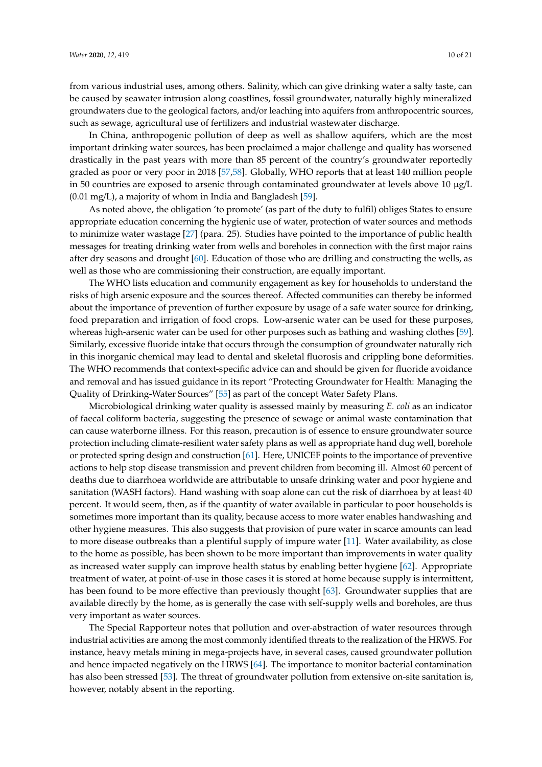from various industrial uses, among others. Salinity, which can give drinking water a salty taste, can be caused by seawater intrusion along coastlines, fossil groundwater, naturally highly mineralized groundwaters due to the geological factors, and/or leaching into aquifers from anthropocentric sources, such as sewage, agricultural use of fertilizers and industrial wastewater discharge.

In China, anthropogenic pollution of deep as well as shallow aquifers, which are the most important drinking water sources, has been proclaimed a major challenge and quality has worsened drastically in the past years with more than 85 percent of the country's groundwater reportedly graded as poor or very poor in 2018 [57,58]. Globally, WHO reports that at least 140 million people in 50 countries are exposed to arsenic through contaminated groundwater at levels above 10 μg/L (0.01 mg/L), a majority of whom in India and Bangladesh [59].

As noted above, the obligation 'to promote' (as part of the duty to fulfil) obliges States to ensure appropriate education concerning the hygienic use of water, protection of water sources and methods to minimize water wastage [27] (para. 25). Studies have pointed to the importance of public health messages for treating drinking water from wells and boreholes in connection with the first major rains after dry seasons and drought [60]. Education of those who are drilling and constructing the wells, as well as those who are commissioning their construction, are equally important.

The WHO lists education and community engagement as key for households to understand the risks of high arsenic exposure and the sources thereof. Affected communities can thereby be informed about the importance of prevention of further exposure by usage of a safe water source for drinking, food preparation and irrigation of food crops. Low-arsenic water can be used for these purposes, whereas high-arsenic water can be used for other purposes such as bathing and washing clothes [59]. Similarly, excessive fluoride intake that occurs through the consumption of groundwater naturally rich in this inorganic chemical may lead to dental and skeletal fluorosis and crippling bone deformities. The WHO recommends that context-specific advice can and should be given for fluoride avoidance and removal and has issued guidance in its report "Protecting Groundwater for Health: Managing the Quality of Drinking-Water Sources" [55] as part of the concept Water Safety Plans.

Microbiological drinking water quality is assessed mainly by measuring *E. coli* as an indicator of faecal coliform bacteria, suggesting the presence of sewage or animal waste contamination that can cause waterborne illness. For this reason, precaution is of essence to ensure groundwater source protection including climate-resilient water safety plans as well as appropriate hand dug well, borehole or protected spring design and construction [61]. Here, UNICEF points to the importance of preventive actions to help stop disease transmission and prevent children from becoming ill. Almost 60 percent of deaths due to diarrhoea worldwide are attributable to unsafe drinking water and poor hygiene and sanitation (WASH factors). Hand washing with soap alone can cut the risk of diarrhoea by at least 40 percent. It would seem, then, as if the quantity of water available in particular to poor households is sometimes more important than its quality, because access to more water enables handwashing and other hygiene measures. This also suggests that provision of pure water in scarce amounts can lead to more disease outbreaks than a plentiful supply of impure water [11]. Water availability, as close to the home as possible, has been shown to be more important than improvements in water quality as increased water supply can improve health status by enabling better hygiene [62]. Appropriate treatment of water, at point-of-use in those cases it is stored at home because supply is intermittent, has been found to be more effective than previously thought [63]. Groundwater supplies that are available directly by the home, as is generally the case with self-supply wells and boreholes, are thus very important as water sources.

The Special Rapporteur notes that pollution and over-abstraction of water resources through industrial activities are among the most commonly identified threats to the realization of the HRWS. For instance, heavy metals mining in mega-projects have, in several cases, caused groundwater pollution and hence impacted negatively on the HRWS [64]. The importance to monitor bacterial contamination has also been stressed [53]. The threat of groundwater pollution from extensive on-site sanitation is, however, notably absent in the reporting.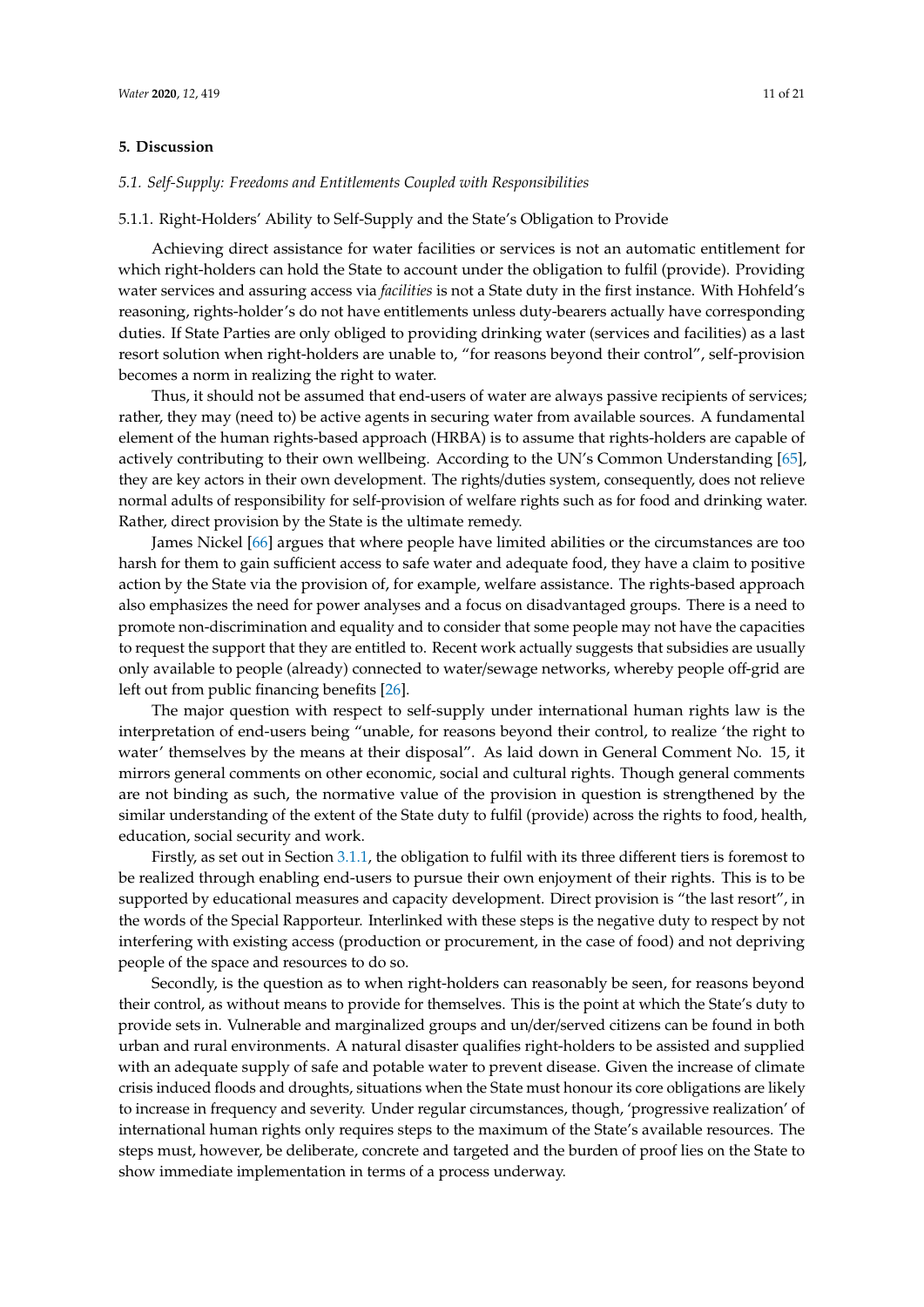## 5. Discussion

### *5.1. Self-Supply: Freedoms and Entitlements Coupled with Responsibilities*

#### 5.1.1. Right-Holders' Ability to Self-Supply and the State's Obligation to Provide

Achieving direct assistance for water facilities or services is not an automatic entitlement for which right-holders can hold the State to account under the obligation to fulfil (provide). Providing water services and assuring access via *facilities* is not a State duty in the first instance. With Hohfeld's reasoning, rights-holder's do not have entitlements unless duty-bearers actually have corresponding duties. If State Parties are only obliged to providing drinking water (services and facilities) as a last resort solution when right-holders are unable to, "for reasons beyond their control", self-provision becomes a norm in realizing the right to water.

Thus, it should not be assumed that end-users of water are always passive recipients of services; rather, they may (need to) be active agents in securing water from available sources. A fundamental element of the human rights-based approach (HRBA) is to assume that rights-holders are capable of actively contributing to their own wellbeing. According to the UN's Common Understanding [65], they are key actors in their own development. The rights/duties system, consequently, does not relieve normal adults of responsibility for self-provision of welfare rights such as for food and drinking water. Rather, direct provision by the State is the ultimate remedy.

James Nickel [66] argues that where people have limited abilities or the circumstances are too harsh for them to gain sufficient access to safe water and adequate food, they have a claim to positive action by the State via the provision of, for example, welfare assistance. The rights-based approach also emphasizes the need for power analyses and a focus on disadvantaged groups. There is a need to promote non-discrimination and equality and to consider that some people may not have the capacities to request the support that they are entitled to. Recent work actually suggests that subsidies are usually only available to people (already) connected to water/sewage networks, whereby people off-grid are left out from public financing benefits [26].

The major question with respect to self-supply under international human rights law is the interpretation of end-users being "unable, for reasons beyond their control, to realize 'the right to water' themselves by the means at their disposal". As laid down in General Comment No. 15, it mirrors general comments on other economic, social and cultural rights. Though general comments are not binding as such, the normative value of the provision in question is strengthened by the similar understanding of the extent of the State duty to fulfil (provide) across the rights to food, health, education, social security and work.

Firstly, as set out in Section 3.1.1, the obligation to fulfil with its three different tiers is foremost to be realized through enabling end-users to pursue their own enjoyment of their rights. This is to be supported by educational measures and capacity development. Direct provision is "the last resort", in the words of the Special Rapporteur. Interlinked with these steps is the negative duty to respect by not interfering with existing access (production or procurement, in the case of food) and not depriving people of the space and resources to do so.

Secondly, is the question as to when right-holders can reasonably be seen, for reasons beyond their control, as without means to provide for themselves. This is the point at which the State's duty to provide sets in. Vulnerable and marginalized groups and un/der/served citizens can be found in both urban and rural environments. A natural disaster qualifies right-holders to be assisted and supplied with an adequate supply of safe and potable water to prevent disease. Given the increase of climate crisis induced floods and droughts, situations when the State must honour its core obligations are likely to increase in frequency and severity. Under regular circumstances, though, 'progressive realization' of international human rights only requires steps to the maximum of the State's available resources. The steps must, however, be deliberate, concrete and targeted and the burden of proof lies on the State to show immediate implementation in terms of a process underway.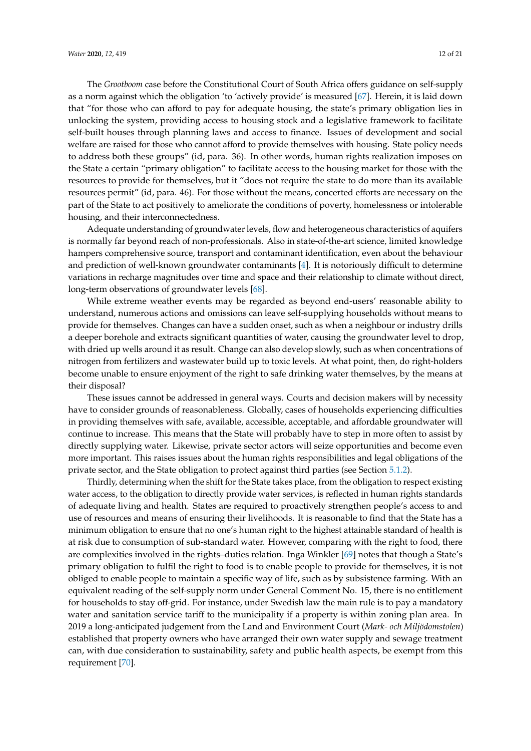The *Grootboom* case before the Constitutional Court of South Africa offers guidance on self-supply as a norm against which the obligation 'to 'actively provide' is measured [67]. Herein, it is laid down that "for those who can afford to pay for adequate housing, the state's primary obligation lies in unlocking the system, providing access to housing stock and a legislative framework to facilitate self-built houses through planning laws and access to finance. Issues of development and social welfare are raised for those who cannot afford to provide themselves with housing. State policy needs to address both these groups" (id, para. 36). In other words, human rights realization imposes on the State a certain "primary obligation" to facilitate access to the housing market for those with the resources to provide for themselves, but it "does not require the state to do more than its available resources permit" (id, para. 46). For those without the means, concerted efforts are necessary on the part of the State to act positively to ameliorate the conditions of poverty, homelessness or intolerable housing, and their interconnectedness.

Adequate understanding of groundwater levels, flow and heterogeneous characteristics of aquifers is normally far beyond reach of non-professionals. Also in state-of-the-art science, limited knowledge hampers comprehensive source, transport and contaminant identification, even about the behaviour and prediction of well-known groundwater contaminants [4]. It is notoriously difficult to determine variations in recharge magnitudes over time and space and their relationship to climate without direct, long-term observations of groundwater levels [68].

While extreme weather events may be regarded as beyond end-users' reasonable ability to understand, numerous actions and omissions can leave self-supplying households without means to provide for themselves. Changes can have a sudden onset, such as when a neighbour or industry drills a deeper borehole and extracts significant quantities of water, causing the groundwater level to drop, with dried up wells around it as result. Change can also develop slowly, such as when concentrations of nitrogen from fertilizers and wastewater build up to toxic levels. At what point, then, do right-holders become unable to ensure enjoyment of the right to safe drinking water themselves, by the means at their disposal?

These issues cannot be addressed in general ways. Courts and decision makers will by necessity have to consider grounds of reasonableness. Globally, cases of households experiencing difficulties in providing themselves with safe, available, accessible, acceptable, and affordable groundwater will continue to increase. This means that the State will probably have to step in more often to assist by directly supplying water. Likewise, private sector actors will seize opportunities and become even more important. This raises issues about the human rights responsibilities and legal obligations of the private sector, and the State obligation to protect against third parties (see Section 5.1.2).

Thirdly, determining when the shift for the State takes place, from the obligation to respect existing water access, to the obligation to directly provide water services, is reflected in human rights standards of adequate living and health. States are required to proactively strengthen people's access to and use of resources and means of ensuring their livelihoods. It is reasonable to find that the State has a minimum obligation to ensure that no one's human right to the highest attainable standard of health is at risk due to consumption of sub-standard water. However, comparing with the right to food, there are complexities involved in the rights–duties relation. Inga Winkler [69] notes that though a State's primary obligation to fulfil the right to food is to enable people to provide for themselves, it is not obliged to enable people to maintain a specific way of life, such as by subsistence farming. With an equivalent reading of the self-supply norm under General Comment No. 15, there is no entitlement for households to stay off-grid. For instance, under Swedish law the main rule is to pay a mandatory water and sanitation service tariff to the municipality if a property is within zoning plan area. In 2019 a long-anticipated judgement from the Land and Environment Court (*Mark- och Miljödomstolen*) established that property owners who have arranged their own water supply and sewage treatment can, with due consideration to sustainability, safety and public health aspects, be exempt from this requirement [70].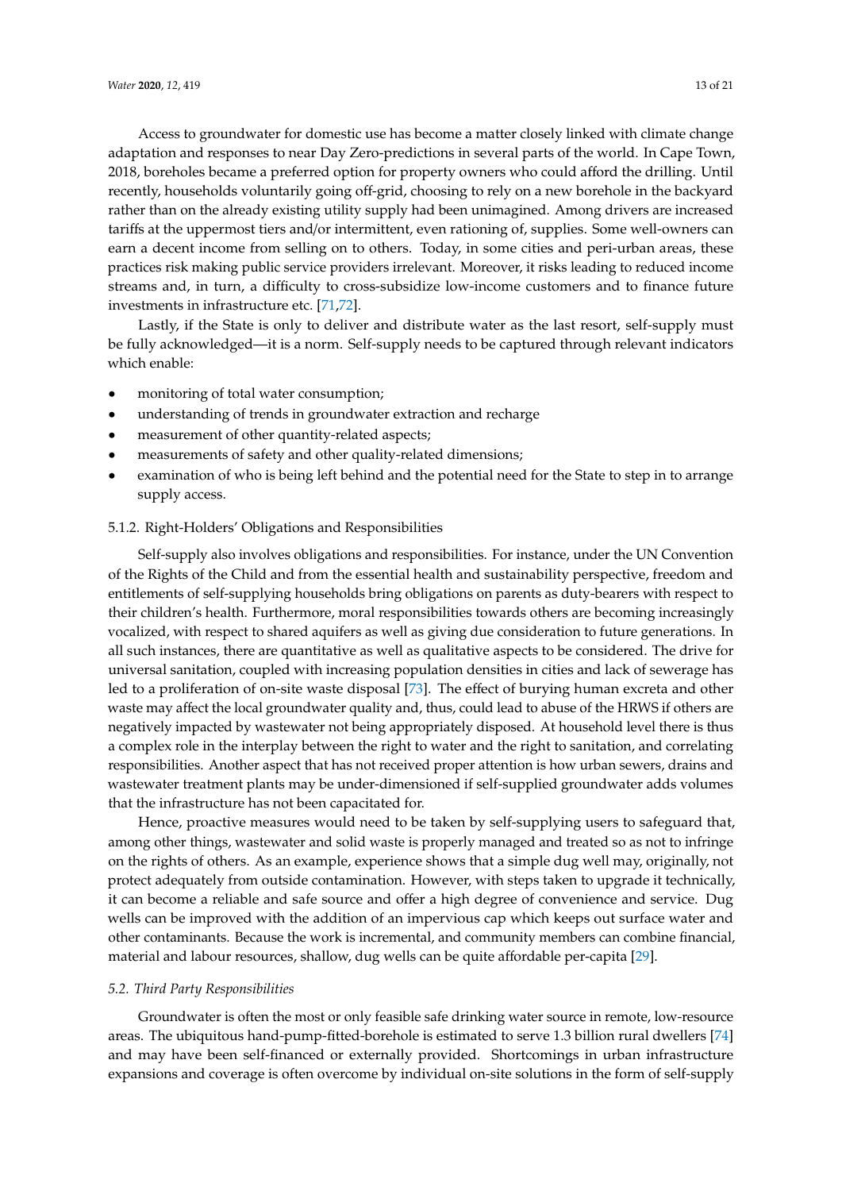Access to groundwater for domestic use has become a matter closely linked with climate change adaptation and responses to near Day Zero-predictions in several parts of the world. In Cape Town, 2018, boreholes became a preferred option for property owners who could afford the drilling. Until recently, households voluntarily going off-grid, choosing to rely on a new borehole in the backyard rather than on the already existing utility supply had been unimagined. Among drivers are increased tariffs at the uppermost tiers and/or intermittent, even rationing of, supplies. Some well-owners can earn a decent income from selling on to others. Today, in some cities and peri-urban areas, these practices risk making public service providers irrelevant. Moreover, it risks leading to reduced income streams and, in turn, a difficulty to cross-subsidize low-income customers and to finance future investments in infrastructure etc. [71,72].

Lastly, if the State is only to deliver and distribute water as the last resort, self-supply must be fully acknowledged—it is a norm. Self-supply needs to be captured through relevant indicators which enable:

- monitoring of total water consumption;
- understanding of trends in groundwater extraction and recharge
- measurement of other quantity-related aspects;
- measurements of safety and other quality-related dimensions;
- examination of who is being left behind and the potential need for the State to step in to arrange supply access.

#### 5.1.2. Right-Holders' Obligations and Responsibilities

Self-supply also involves obligations and responsibilities. For instance, under the UN Convention of the Rights of the Child and from the essential health and sustainability perspective, freedom and entitlements of self-supplying households bring obligations on parents as duty-bearers with respect to their children's health. Furthermore, moral responsibilities towards others are becoming increasingly vocalized, with respect to shared aquifers as well as giving due consideration to future generations. In all such instances, there are quantitative as well as qualitative aspects to be considered. The drive for universal sanitation, coupled with increasing population densities in cities and lack of sewerage has led to a proliferation of on-site waste disposal [73]. The effect of burying human excreta and other waste may affect the local groundwater quality and, thus, could lead to abuse of the HRWS if others are negatively impacted by wastewater not being appropriately disposed. At household level there is thus a complex role in the interplay between the right to water and the right to sanitation, and correlating responsibilities. Another aspect that has not received proper attention is how urban sewers, drains and wastewater treatment plants may be under-dimensioned if self-supplied groundwater adds volumes that the infrastructure has not been capacitated for.

Hence, proactive measures would need to be taken by self-supplying users to safeguard that, among other things, wastewater and solid waste is properly managed and treated so as not to infringe on the rights of others. As an example, experience shows that a simple dug well may, originally, not protect adequately from outside contamination. However, with steps taken to upgrade it technically, it can become a reliable and safe source and offer a high degree of convenience and service. Dug wells can be improved with the addition of an impervious cap which keeps out surface water and other contaminants. Because the work is incremental, and community members can combine financial, material and labour resources, shallow, dug wells can be quite affordable per-capita [29].

### *5.2. Third Party Responsibilities*

Groundwater is often the most or only feasible safe drinking water source in remote, low-resource areas. The ubiquitous hand-pump-fitted-borehole is estimated to serve 1.3 billion rural dwellers [74] and may have been self-financed or externally provided. Shortcomings in urban infrastructure expansions and coverage is often overcome by individual on-site solutions in the form of self-supply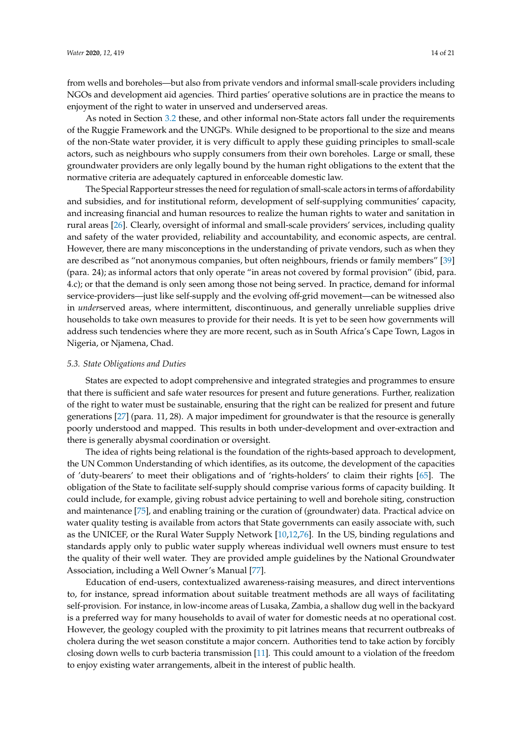from wells and boreholes—but also from private vendors and informal small-scale providers including NGOs and development aid agencies. Third parties' operative solutions are in practice the means to enjoyment of the right to water in unserved and underserved areas.

As noted in Section 3.2 these, and other informal non-State actors fall under the requirements of the Ruggie Framework and the UNGPs. While designed to be proportional to the size and means of the non-State water provider, it is very difficult to apply these guiding principles to small-scale actors, such as neighbours who supply consumers from their own boreholes. Large or small, these groundwater providers are only legally bound by the human right obligations to the extent that the normative criteria are adequately captured in enforceable domestic law.

The Special Rapporteur stresses the need for regulation of small-scale actors in terms of affordability and subsidies, and for institutional reform, development of self-supplying communities' capacity, and increasing financial and human resources to realize the human rights to water and sanitation in rural areas [26]. Clearly, oversight of informal and small-scale providers' services, including quality and safety of the water provided, reliability and accountability, and economic aspects, are central. However, there are many misconceptions in the understanding of private vendors, such as when they are described as "not anonymous companies, but often neighbours, friends or family members" [39] (para. 24); as informal actors that only operate "in areas not covered by formal provision" (ibid, para. 4.c); or that the demand is only seen among those not being served. In practice, demand for informal service-providers—just like self-supply and the evolving off-grid movement—can be witnessed also in *under*served areas, where intermittent, discontinuous, and generally unreliable supplies drive households to take own measures to provide for their needs. It is yet to be seen how governments will address such tendencies where they are more recent, such as in South Africa's Cape Town, Lagos in Nigeria, or Njamena, Chad.

### *5.3. State Obligations and Duties*

States are expected to adopt comprehensive and integrated strategies and programmes to ensure that there is sufficient and safe water resources for present and future generations. Further, realization of the right to water must be sustainable, ensuring that the right can be realized for present and future generations [27] (para. 11, 28). A major impediment for groundwater is that the resource is generally poorly understood and mapped. This results in both under-development and over-extraction and there is generally abysmal coordination or oversight.

The idea of rights being relational is the foundation of the rights-based approach to development, the UN Common Understanding of which identifies, as its outcome, the development of the capacities of 'duty-bearers' to meet their obligations and of 'rights-holders' to claim their rights [65]. The obligation of the State to facilitate self-supply should comprise various forms of capacity building. It could include, for example, giving robust advice pertaining to well and borehole siting, construction and maintenance [75], and enabling training or the curation of (groundwater) data. Practical advice on water quality testing is available from actors that State governments can easily associate with, such as the UNICEF, or the Rural Water Supply Network [10,12,76]. In the US, binding regulations and standards apply only to public water supply whereas individual well owners must ensure to test the quality of their well water. They are provided ample guidelines by the National Groundwater Association, including a Well Owner's Manual [77].

Education of end-users, contextualized awareness-raising measures, and direct interventions to, for instance, spread information about suitable treatment methods are all ways of facilitating self-provision. For instance, in low-income areas of Lusaka, Zambia, a shallow dug well in the backyard is a preferred way for many households to avail of water for domestic needs at no operational cost. However, the geology coupled with the proximity to pit latrines means that recurrent outbreaks of cholera during the wet season constitute a major concern. Authorities tend to take action by forcibly closing down wells to curb bacteria transmission [11]. This could amount to a violation of the freedom to enjoy existing water arrangements, albeit in the interest of public health.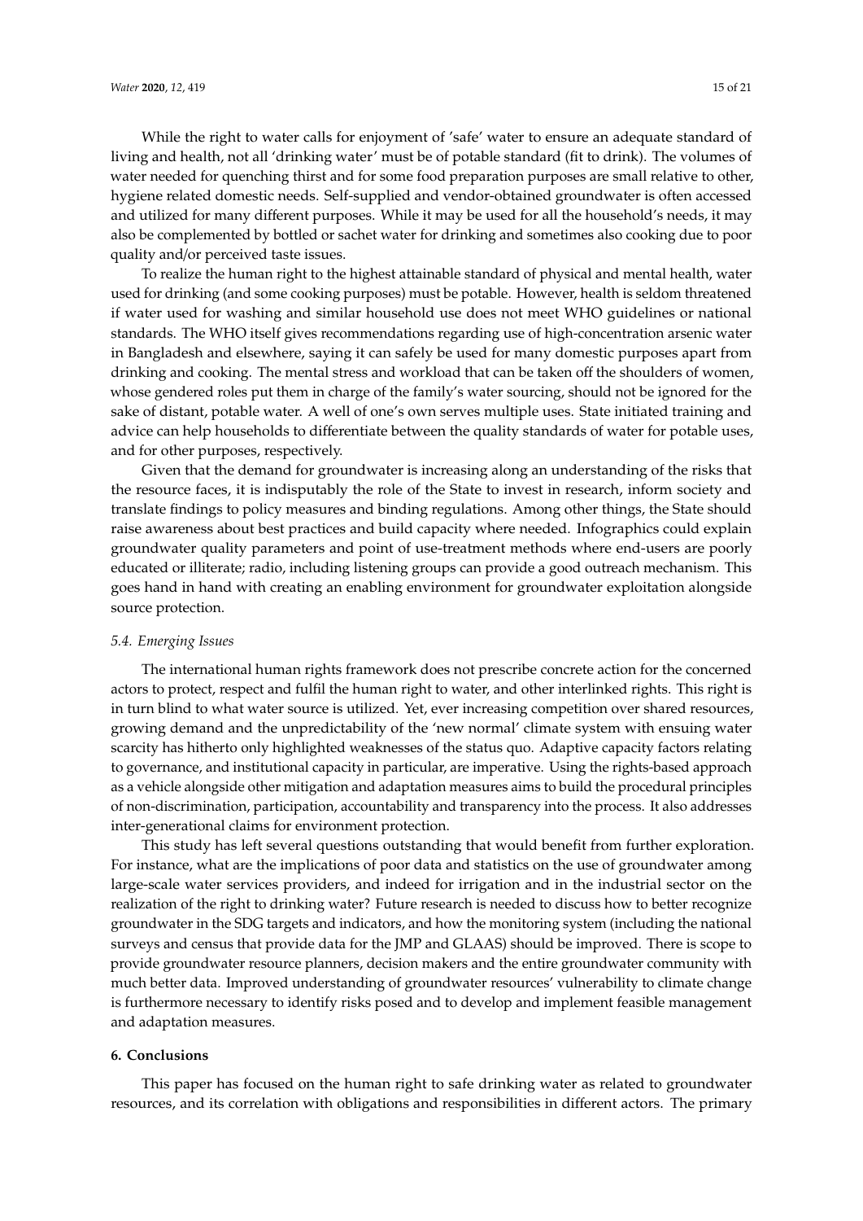While the right to water calls for enjoyment of 'safe' water to ensure an adequate standard of living and health, not all 'drinking water' must be of potable standard (fit to drink). The volumes of water needed for quenching thirst and for some food preparation purposes are small relative to other, hygiene related domestic needs. Self-supplied and vendor-obtained groundwater is often accessed and utilized for many different purposes. While it may be used for all the household's needs, it may also be complemented by bottled or sachet water for drinking and sometimes also cooking due to poor quality and/or perceived taste issues.

To realize the human right to the highest attainable standard of physical and mental health, water used for drinking (and some cooking purposes) must be potable. However, health is seldom threatened if water used for washing and similar household use does not meet WHO guidelines or national standards. The WHO itself gives recommendations regarding use of high-concentration arsenic water in Bangladesh and elsewhere, saying it can safely be used for many domestic purposes apart from drinking and cooking. The mental stress and workload that can be taken off the shoulders of women, whose gendered roles put them in charge of the family's water sourcing, should not be ignored for the sake of distant, potable water. A well of one's own serves multiple uses. State initiated training and advice can help households to differentiate between the quality standards of water for potable uses, and for other purposes, respectively.

Given that the demand for groundwater is increasing along an understanding of the risks that the resource faces, it is indisputably the role of the State to invest in research, inform society and translate findings to policy measures and binding regulations. Among other things, the State should raise awareness about best practices and build capacity where needed. Infographics could explain groundwater quality parameters and point of use-treatment methods where end-users are poorly educated or illiterate; radio, including listening groups can provide a good outreach mechanism. This goes hand in hand with creating an enabling environment for groundwater exploitation alongside source protection.

### *5.4. Emerging Issues*

The international human rights framework does not prescribe concrete action for the concerned actors to protect, respect and fulfil the human right to water, and other interlinked rights. This right is in turn blind to what water source is utilized. Yet, ever increasing competition over shared resources, growing demand and the unpredictability of the 'new normal' climate system with ensuing water scarcity has hitherto only highlighted weaknesses of the status quo. Adaptive capacity factors relating to governance, and institutional capacity in particular, are imperative. Using the rights-based approach as a vehicle alongside other mitigation and adaptation measures aims to build the procedural principles of non-discrimination, participation, accountability and transparency into the process. It also addresses inter-generational claims for environment protection.

This study has left several questions outstanding that would benefit from further exploration. For instance, what are the implications of poor data and statistics on the use of groundwater among large-scale water services providers, and indeed for irrigation and in the industrial sector on the realization of the right to drinking water? Future research is needed to discuss how to better recognize groundwater in the SDG targets and indicators, and how the monitoring system (including the national surveys and census that provide data for the JMP and GLAAS) should be improved. There is scope to provide groundwater resource planners, decision makers and the entire groundwater community with much better data. Improved understanding of groundwater resources' vulnerability to climate change is furthermore necessary to identify risks posed and to develop and implement feasible management and adaptation measures.

## **6. Conclusions**

This paper has focused on the human right to safe drinking water as related to groundwater resources, and its correlation with obligations and responsibilities in different actors. The primary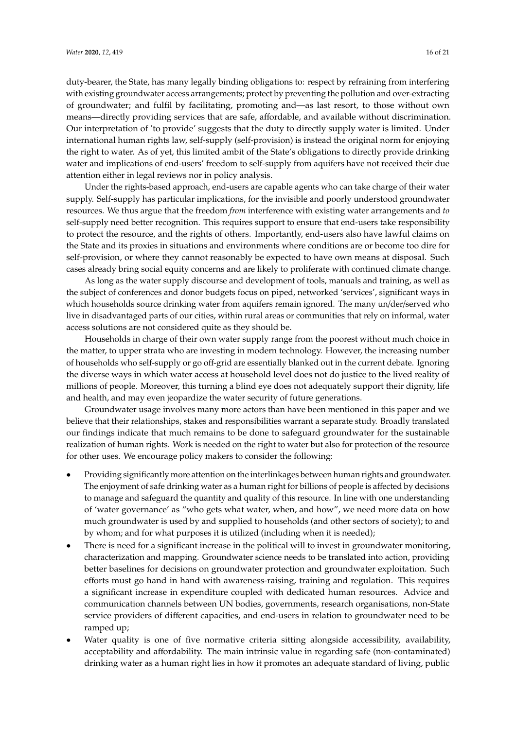duty-bearer, the State, has many legally binding obligations to: respect by refraining from interfering with existing groundwater access arrangements; protect by preventing the pollution and over-extracting of groundwater; and fulfil by facilitating, promoting and—as last resort, to those without own means—directly providing services that are safe, affordable, and available without discrimination. Our interpretation of 'to provide' suggests that the duty to directly supply water is limited. Under international human rights law, self-supply (self-provision) is instead the original norm for enjoying the right to water. As of yet, this limited ambit of the State's obligations to directly provide drinking water and implications of end-users' freedom to self-supply from aquifers have not received their due attention either in legal reviews nor in policy analysis.

Under the rights-based approach, end-users are capable agents who can take charge of their water supply. Self-supply has particular implications, for the invisible and poorly understood groundwater resources. We thus argue that the freedom *from* interference with existing water arrangements and *to* self-supply need better recognition. This requires support to ensure that end-users take responsibility to protect the resource, and the rights of others. Importantly, end-users also have lawful claims on the State and its proxies in situations and environments where conditions are or become too dire for self-provision, or where they cannot reasonably be expected to have own means at disposal. Such cases already bring social equity concerns and are likely to proliferate with continued climate change.

As long as the water supply discourse and development of tools, manuals and training, as well as the subject of conferences and donor budgets focus on piped, networked 'services', significant ways in which households source drinking water from aquifers remain ignored. The many un/der/served who live in disadvantaged parts of our cities, within rural areas or communities that rely on informal, water access solutions are not considered quite as they should be.

Households in charge of their own water supply range from the poorest without much choice in the matter, to upper strata who are investing in modern technology. However, the increasing number of households who self-supply or go off-grid are essentially blanked out in the current debate. Ignoring the diverse ways in which water access at household level does not do justice to the lived reality of millions of people. Moreover, this turning a blind eye does not adequately support their dignity, life and health, and may even jeopardize the water security of future generations.

Groundwater usage involves many more actors than have been mentioned in this paper and we believe that their relationships, stakes and responsibilities warrant a separate study. Broadly translated our findings indicate that much remains to be done to safeguard groundwater for the sustainable realization of human rights. Work is needed on the right to water but also for protection of the resource for other uses. We encourage policy makers to consider the following:

- Providing significantly more attention on the interlinkages between human rights and groundwater. The enjoyment of safe drinking water as a human right for billions of people is affected by decisions to manage and safeguard the quantity and quality of this resource. In line with one understanding of 'water governance' as "who gets what water, when, and how", we need more data on how much groundwater is used by and supplied to households (and other sectors of society); to and by whom; and for what purposes it is utilized (including when it is needed);
- There is need for a significant increase in the political will to invest in groundwater monitoring, characterization and mapping. Groundwater science needs to be translated into action, providing better baselines for decisions on groundwater protection and groundwater exploitation. Such efforts must go hand in hand with awareness-raising, training and regulation. This requires a significant increase in expenditure coupled with dedicated human resources. Advice and communication channels between UN bodies, governments, research organisations, non-State service providers of different capacities, and end-users in relation to groundwater need to be ramped up;
- Water quality is one of five normative criteria sitting alongside accessibility, availability, acceptability and affordability. The main intrinsic value in regarding safe (non-contaminated) drinking water as a human right lies in how it promotes an adequate standard of living, public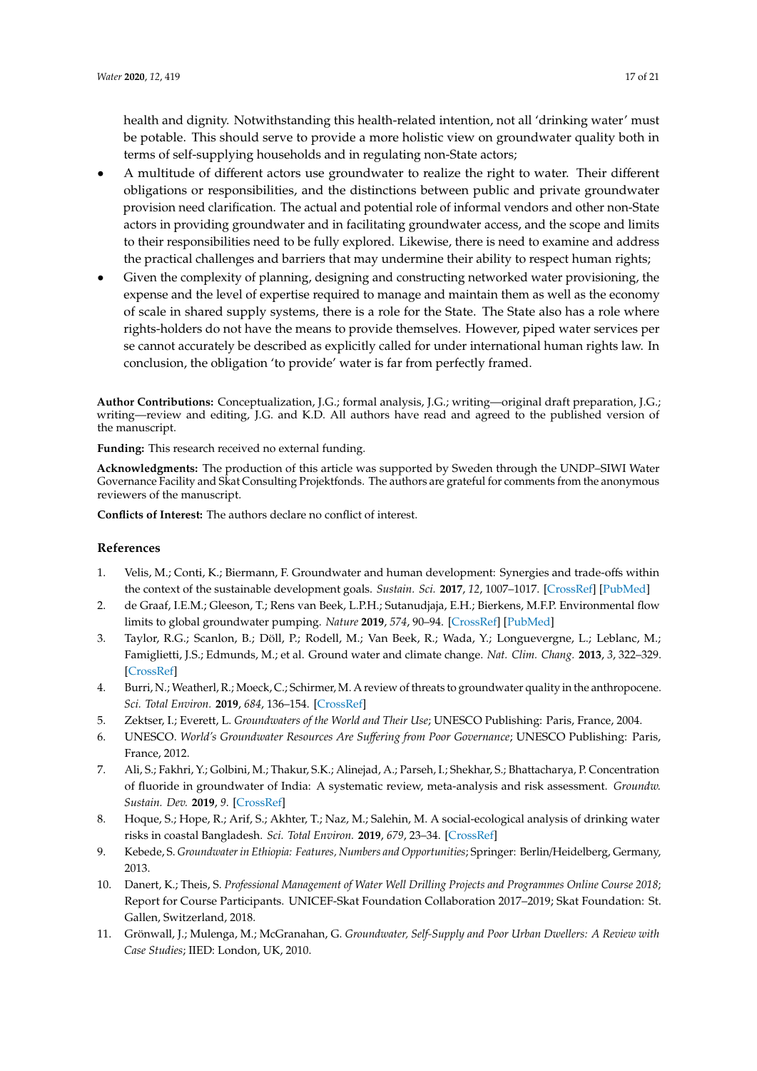health and dignity. Notwithstanding this health-related intention, not all 'drinking water' must be potable. This should serve to provide a more holistic view on groundwater quality both in terms of self-supplying households and in regulating non-State actors;

- A multitude of different actors use groundwater to realize the right to water. Their different obligations or responsibilities, and the distinctions between public and private groundwater provision need clarification. The actual and potential role of informal vendors and other non-State actors in providing groundwater and in facilitating groundwater access, and the scope and limits to their responsibilities need to be fully explored. Likewise, there is need to examine and address the practical challenges and barriers that may undermine their ability to respect human rights;
- Given the complexity of planning, designing and constructing networked water provisioning, the expense and the level of expertise required to manage and maintain them as well as the economy of scale in shared supply systems, there is a role for the State. The State also has a role where rights-holders do not have the means to provide themselves. However, piped water services per se cannot accurately be described as explicitly called for under international human rights law. In conclusion, the obligation 'to provide' water is far from perfectly framed.

**Author Contributions:** Conceptualization, J.G.; formal analysis, J.G.; writing—original draft preparation, J.G.; writing—review and editing, J.G. and K.D. All authors have read and agreed to the published version of the manuscript.

**Funding:** This research received no external funding.

**Acknowledgments:** The production of this article was supported by Sweden through the UNDP–SIWI Water Governance Facility and Skat Consulting Projektfonds. The authors are grateful for comments from the anonymous reviewers of the manuscript.

**Conflicts of Interest:** The authors declare no conflict of interest.

## References

1. Velis, M.; Conti, K.; Biermann, F. Groundwater and human development: Synergies and trade-offs within the context of the sustainable development goals. *Sustain. Sci.* **2017**, *12*, 1007–1017. [CrossRef] [PubMed]
2. de Graaf, I.E.M.; Gleeson, T.; Rens van Beek, L.P.H.; Sutanudjaja, E.H.; Bierkens, M.F.P. Environmental flow limits to global groundwater pumping. *Nature* **2019**, *574*, 90–94. [CrossRef] [PubMed]
3. Taylor, R.G.; Scanlon, B.; Döll, P.; Rodell, M.; Van Beek, R.; Wada, Y.; Longuevergne, L.; Leblanc, M.; Famiglietti, J.S.; Edmunds, M.; et al. Ground water and climate change. *Nat. Clim. Chang.* **2013**, *3*, 322–329. [CrossRef]
4. Burri, N.; Weatherl, R.; Moeck, C.; Schirmer, M. A review of threats to groundwater quality in the anthropocene. *Sci. Total Environ.* **2019**, *684*, 136–154. [CrossRef]
5. Zektser, I.; Everett, L. *Groundwaters of the World and Their Use*; UNESCO Publishing: Paris, France, 2004.
6. UNESCO. *World's Groundwater Resources Are Suffering from Poor Governance*; UNESCO Publishing: Paris, France, 2012.
7. Ali, S.; Fakhri, Y.; Golbini, M.; Thakur, S.K.; Alinejad, A.; Parseh, I.; Shekhar, S.; Bhattacharya, P. Concentration of fluoride in groundwater of India: A systematic review, meta-analysis and risk assessment. *Groundw. Sustain. Dev.* **2019**, *9*. [CrossRef]
8. Hoque, S.; Hope, R.; Arif, S.; Akhter, T.; Naz, M.; Salehin, M. A social-ecological analysis of drinking water risks in coastal Bangladesh. *Sci. Total Environ.* **2019**, *679*, 23–34. [CrossRef]
9. Kebede, S. *Groundwater in Ethiopia: Features, Numbers and Opportunities*; Springer: Berlin/Heidelberg, Germany, 2013.
10. Danert, K.; Theis, S. *Professional Management of Water Well Drilling Projects and Programmes Online Course 2018*; Report for Course Participants. UNICEF-Skat Foundation Collaboration 2017–2019; Skat Foundation: St. Gallen, Switzerland, 2018.
11. Grönwall, J.; Mulenga, M.; McGranahan, G. *Groundwater, Self-Supply and Poor Urban Dwellers: A Review with Case Studies*; IIED: London, UK, 2010.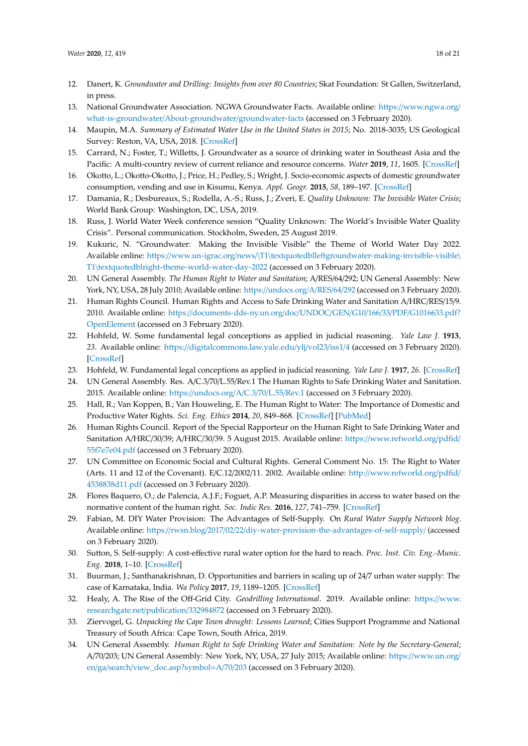12. Danert, K. *Groundwater and Drilling: Insights from over 80 Countries*; Skat Foundation: St Gallen, Switzerland, in press.
13. National Groundwater Association. NGWA Groundwater Facts. Available online: https://www.ngwa.org/what-is-groundwater/About-groundwater/groundwater-facts (accessed on 3 February 2020).
14. Maupin, M.A. *Summary of Estimated Water Use in the United States in 2015*; No. 2018-3035; US Geological Survey: Reston, VA, USA, 2018. [CrossRef]
15. Carrard, N.; Foster, T.; Willetts, J. Groundwater as a source of drinking water in Southeast Asia and the Pacific: A multi-country review of current reliance and resource concerns. *Water* **2019**, *11*, 1605. [CrossRef]
16. Okotto, L.; Okotto-Okotto, J.; Price, H.; Pedley, S.; Wright, J. Socio-economic aspects of domestic groundwater consumption, vending and use in Kisumu, Kenya. *Appl. Geogr.* **2015**, *58*, 189–197. [CrossRef]
17. Damania, R.; Desbureaux, S.; Rodella, A.-S.; Russ, J.; Zveri, E. *Quality Unknown: The Invisible Water Crisis*; World Bank Group: Washington, DC, USA, 2019.
18. Russ, J. World Water Week conference session "Quality Unknown: The World's Invisible Water Quality Crisis". Personal communication. Stockholm, Sweden, 25 August 2019.
19. Kukuric, N. "Groundwater: Making the Invisible Visible" the Theme of World Water Day 2022. Available online: https://www.un-igrac.org/news/\T1\textquotedblleftgroundwater-making-invisible-visible\T1\textquotedblright-theme-world-water-day-2022 (accessed on 3 February 2020).
20. UN General Assembly. *The Human Right to Water and Sanitation*; A/RES/64/292; UN General Assembly: New York, NY, USA, 28 July 2010; Available online: https://undocs.org/A/RES/64/292 (accessed on 3 February 2020).
21. Human Rights Council. Human Rights and Access to Safe Drinking Water and Sanitation A/HRC/RES/15/9. 2010. Available online: https://documents-dds-ny.un.org/doc/UNDOC/GEN/G10/166/33/PDF/G1016633.pdf?OpenElement (accessed on 3 February 2020).
22. Hohfeld, W. Some fundamental legal conceptions as applied in judicial reasoning. *Yale Law J.* **1913**, *23*. Available online: https://digitalcommons.law.yale.edu/ylj/vol23/iss1/4 (accessed on 3 February 2020). [CrossRef]
23. Hohfeld, W. Fundamental legal conceptions as applied in judicial reasoning. *Yale Law J.* **1917**, *26*. [CrossRef]
24. UN General Assembly. Res. A/C.3/70/L.55/Rev.1 The Human Rights to Safe Drinking Water and Sanitation. 2015. Available online: https://undocs.org/A/C.3/70/L.55/Rev.1 (accessed on 3 February 2020).
25. Hall, R.; Van Koppen, B.; Van Houweling, E. The Human Right to Water: The Importance of Domestic and Productive Water Rights. *Sci. Eng. Ethics* **2014**, *20*, 849–868. [CrossRef] [PubMed]
26. Human Rights Council. Report of the Special Rapporteur on the Human Right to Safe Drinking Water and Sanitation A/HRC/30/39; A/HRC/30/39. 5 August 2015. Available online: https://www.refworld.org/pdfid/55f7e7e04.pdf (accessed on 3 February 2020).
27. UN Committee on Economic Social and Cultural Rights. General Comment No. 15: The Right to Water (Arts. 11 and 12 of the Covenant). E/C.12/2002/11. 2002. Available online: http://www.refworld.org/pdfid/4538838d11.pdf (accessed on 3 February 2020).
28. Flores Baquero, O.; de Palencia, A.J.F.; Foguet, A.P. Measuring disparities in access to water based on the normative content of the human right. *Soc. Indic Res.* **2016**, *127*, 741–759. [CrossRef]
29. Fabian, M. DIY Water Provision: The Advantages of Self-Supply. On *Rural Water Supply Network blog*. Available online: https://rwsn.blog/2017/02/22/diy-water-provision-the-advantages-of-self-supply/ (accessed on 3 February 2020).
30. Sutton, S. Self-supply: A cost-effective rural water option for the hard to reach. *Proc. Inst. Civ. Eng.-Munic. Eng.* **2018**, 1–10. [CrossRef]
31. Buurman, J.; Santhanakrishnan, D. Opportunities and barriers in scaling up of 24/7 urban water supply: The case of Karnataka, India. *Wa Policy* **2017**, *19*, 1189–1205. [CrossRef]
32. Healy, A. The Rise of the Off-Grid City. *Geodrilling International*. 2019. Available online: https://www.researchgate.net/publication/332984872 (accessed on 3 February 2020).
33. Ziervogel, G. *Unpacking the Cape Town drought: Lessons Learned*; Cities Support Programme and National Treasury of South Africa: Cape Town, South Africa, 2019.
34. UN General Assembly. *Human Right to Safe Drinking Water and Sanitation: Note by the Secretary-General*; A/70/203; UN General Assembly: New York, NY, USA, 27 July 2015; Available online: https://www.un.org/en/ga/search/view_doc.asp?symbol=A/70/203 (accessed on 3 February 2020).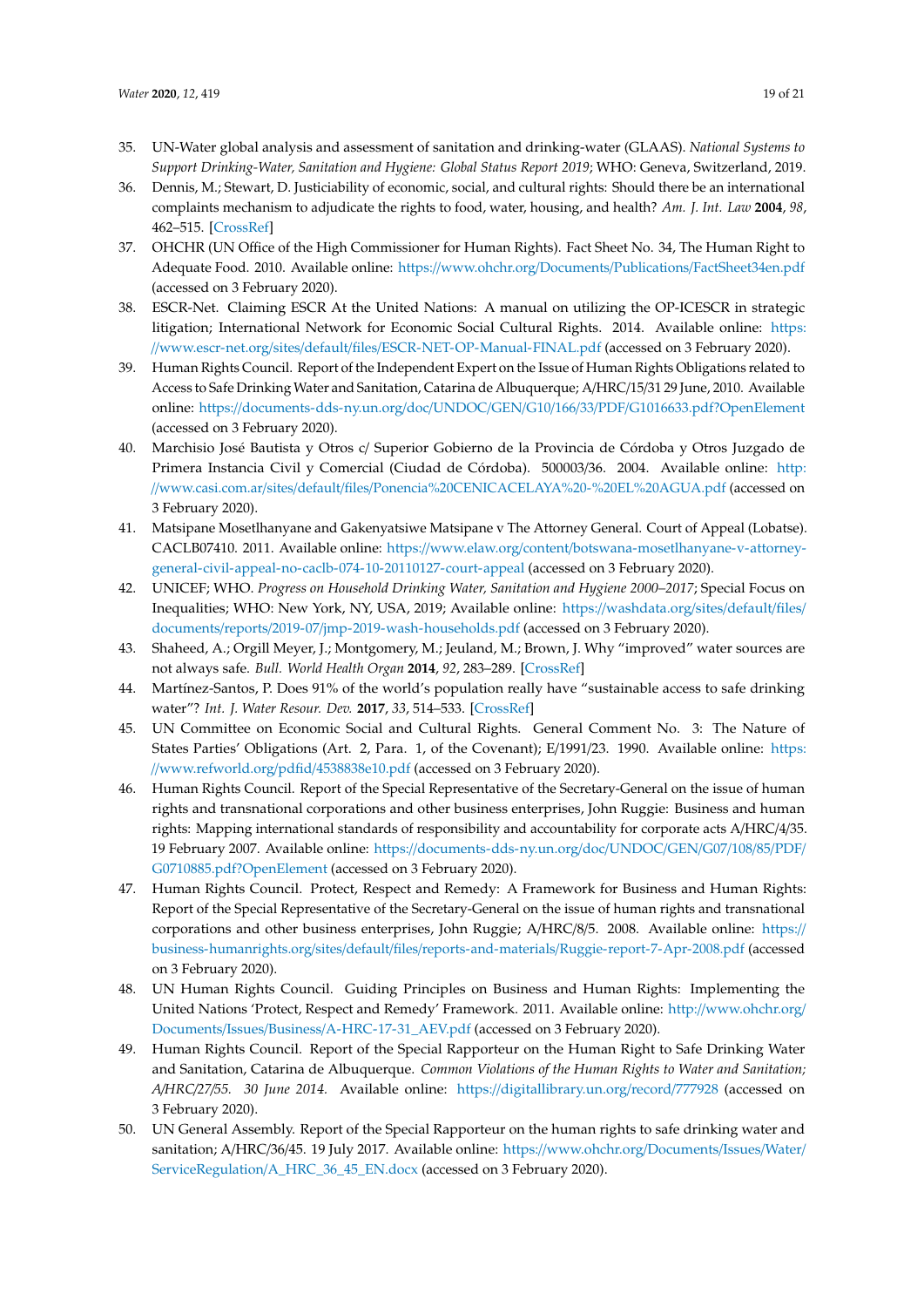35. UN-Water global analysis and assessment of sanitation and drinking-water (GLAAS). *National Systems to Support Drinking-Water, Sanitation and Hygiene: Global Status Report 2019*; WHO: Geneva, Switzerland, 2019.
36. Dennis, M.; Stewart, D. Justiciability of economic, social, and cultural rights: Should there be an international complaints mechanism to adjudicate the rights to food, water, housing, and health? *Am. J. Int. Law* **2004**, *98*, 462–515. [CrossRef]
37. OHCHR (UN Office of the High Commissioner for Human Rights). Fact Sheet No. 34, The Human Right to Adequate Food. 2010. Available online: https://www.ohchr.org/Documents/Publications/FactSheet34en.pdf (accessed on 3 February 2020).
38. ESCR-Net. Claiming ESCR At the United Nations: A manual on utilizing the OP-ICESCR in strategic litigation; International Network for Economic Social Cultural Rights. 2014. Available online: https://www.escr-net.org/sites/default/files/ESCR-NET-OP-Manual-FINAL.pdf (accessed on 3 February 2020).
39. Human Rights Council. Report of the Independent Expert on the Issue of Human Rights Obligations related to Access to Safe Drinking Water and Sanitation, Catarina de Albuquerque; A/HRC/15/31 29 June, 2010. Available online: https://documents-dds-ny.un.org/doc/UNDOC/GEN/G10/166/33/PDF/G1016633.pdf?OpenElement (accessed on 3 February 2020).
40. Marchisio José Bautista y Otros c/ Superior Gobierno de la Provincia de Córdoba y Otros Juzgado de Primera Instancia Civil y Comercial (Ciudad de Córdoba). 500003/36. 2004. Available online: http://www.casi.com.ar/sites/default/files/Ponencia%20CENICACELAYA%20-%20EL%20AGUA.pdf (accessed on 3 February 2020).
41. Matsipane Mosetlhanyane and Gakenyatsiwe Matsipane v The Attorney General. Court of Appeal (Lobatse). CACLB07410. 2011. Available online: https://www.elaw.org/content/botswana-mosetlhanyane-v-attorney-general-civil-appeal-no-caclb-074-10-20110127-court-appeal (accessed on 3 February 2020).
42. UNICEF; WHO. *Progress on Household Drinking Water, Sanitation and Hygiene 2000–2017*; Special Focus on Inequalities; WHO: New York, NY, USA, 2019; Available online: https://washdata.org/sites/default/files/documents/reports/2019-07/jmp-2019-wash-households.pdf (accessed on 3 February 2020).
43. Shaheed, A.; Orgill Meyer, J.; Montgomery, M.; Jeuland, M.; Brown, J. Why "improved" water sources are not always safe. *Bull. World Health Organ* **2014**, *92*, 283–289. [CrossRef]
44. Martínez-Santos, P. Does 91% of the world's population really have "sustainable access to safe drinking water"? *Int. J. Water Resour. Dev.* **2017**, *33*, 514–533. [CrossRef]
45. UN Committee on Economic Social and Cultural Rights. General Comment No. 3: The Nature of States Parties' Obligations (Art. 2, Para. 1, of the Covenant); E/1991/23. 1990. Available online: https://www.refworld.org/pdfid/4538838e10.pdf (accessed on 3 February 2020).
46. Human Rights Council. Report of the Special Representative of the Secretary-General on the issue of human rights and transnational corporations and other business enterprises, John Ruggie: Business and human rights: Mapping international standards of responsibility and accountability for corporate acts A/HRC/4/35. 19 February 2007. Available online: https://documents-dds-ny.un.org/doc/UNDOC/GEN/G07/108/85/PDF/G0710885.pdf?OpenElement (accessed on 3 February 2020).
47. Human Rights Council. Protect, Respect and Remedy: A Framework for Business and Human Rights: Report of the Special Representative of the Secretary-General on the issue of human rights and transnational corporations and other business enterprises, John Ruggie; A/HRC/8/5. 2008. Available online: https://business-humanrights.org/sites/default/files/reports-and-materials/Ruggie-report-7-Apr-2008.pdf (accessed on 3 February 2020).
48. UN Human Rights Council. Guiding Principles on Business and Human Rights: Implementing the United Nations 'Protect, Respect and Remedy' Framework. 2011. Available online: http://www.ohchr.org/Documents/Issues/Business/A-HRC-17-31_AEV.pdf (accessed on 3 February 2020).
49. Human Rights Council. Report of the Special Rapporteur on the Human Right to Safe Drinking Water and Sanitation, Catarina de Albuquerque. *Common Violations of the Human Rights to Water and Sanitation; A/HRC/27/55. 30 June 2014.* Available online: https://digitallibrary.un.org/record/777928 (accessed on 3 February 2020).
50. UN General Assembly. Report of the Special Rapporteur on the human rights to safe drinking water and sanitation; A/HRC/36/45. 19 July 2017. Available online: https://www.ohchr.org/Documents/Issues/Water/ServiceRegulation/A_HRC_36_45_EN.docx (accessed on 3 February 2020).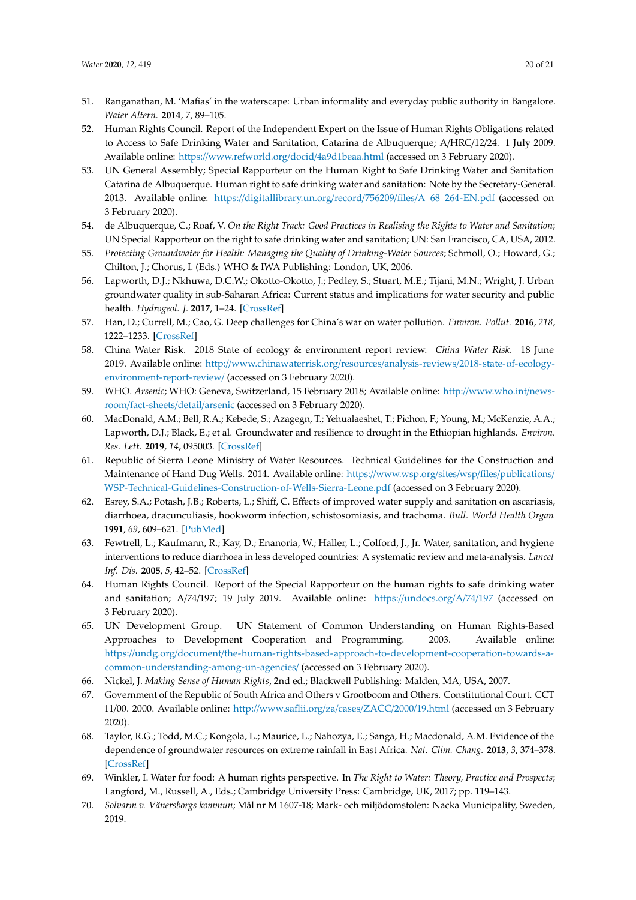51. Ranganathan, M. 'Mafias' in the waterscape: Urban informality and everyday public authority in Bangalore. *Water Altern.* **2014**, *7*, 89–105.
52. Human Rights Council. Report of the Independent Expert on the Issue of Human Rights Obligations related to Access to Safe Drinking Water and Sanitation, Catarina de Albuquerque; A/HRC/12/24. 1 July 2009. Available online: https://www.refworld.org/docid/4a9d1beaa.html (accessed on 3 February 2020).
53. UN General Assembly; Special Rapporteur on the Human Right to Safe Drinking Water and Sanitation Catarina de Albuquerque. Human right to safe drinking water and sanitation: Note by the Secretary-General. 2013. Available online: https://digitallibrary.un.org/record/756209/files/A_68_264-EN.pdf (accessed on 3 February 2020).
54. de Albuquerque, C.; Roaf, V. *On the Right Track: Good Practices in Realising the Rights to Water and Sanitation*; UN Special Rapporteur on the right to safe drinking water and sanitation; UN: San Francisco, CA, USA, 2012.
55. *Protecting Groundwater for Health: Managing the Quality of Drinking-Water Sources*; Schmoll, O.; Howard, G.; Chilton, J.; Chorus, I. (Eds.) WHO & IWA Publishing: London, UK, 2006.
56. Lapworth, D.J.; Nkhuwa, D.C.W.; Okotto-Okotto, J.; Pedley, S.; Stuart, M.E.; Tijani, M.N.; Wright, J. Urban groundwater quality in sub-Saharan Africa: Current status and implications for water security and public health. *Hydrogeol. J.* **2017**, 1–24. [CrossRef]
57. Han, D.; Currell, M.; Cao, G. Deep challenges for China's war on water pollution. *Environ. Pollut.* **2016**, *218*, 1222–1233. [CrossRef]
58. China Water Risk. 2018 State of ecology & environment report review. *China Water Risk*. 18 June 2019. Available online: http://www.chinawaterrisk.org/resources/analysis-reviews/2018-state-of-ecology-environment-report-review/ (accessed on 3 February 2020).
59. WHO. *Arsenic*; WHO: Geneva, Switzerland, 15 February 2018; Available online: http://www.who.int/news-room/fact-sheets/detail/arsenic (accessed on 3 February 2020).
60. MacDonald, A.M.; Bell, R.A.; Kebede, S.; Azagegn, T.; Yehualaeshet, T.; Pichon, F.; Young, M.; McKenzie, A.A.; Lapworth, D.J.; Black, E.; et al. Groundwater and resilience to drought in the Ethiopian highlands. *Environ. Res. Lett.* **2019**, *14*, 095003. [CrossRef]
61. Republic of Sierra Leone Ministry of Water Resources. Technical Guidelines for the Construction and Maintenance of Hand Dug Wells. 2014. Available online: https://www.wsp.org/sites/wsp/files/publications/WSP-Technical-Guidelines-Construction-of-Wells-Sierra-Leone.pdf (accessed on 3 February 2020).
62. Esrey, S.A.; Potash, J.B.; Roberts, L.; Shiff, C. Effects of improved water supply and sanitation on ascariasis, diarrhoea, dracunculiasis, hookworm infection, schistosomiasis, and trachoma. *Bull. World Health Organ* **1991**, *69*, 609–621. [PubMed]
63. Fewtrell, L.; Kaufmann, R.; Kay, D.; Enanoria, W.; Haller, L.; Colford, J., Jr. Water, sanitation, and hygiene interventions to reduce diarrhoea in less developed countries: A systematic review and meta-analysis. *Lancet Inf. Dis.* **2005**, *5*, 42–52. [CrossRef]
64. Human Rights Council. Report of the Special Rapporteur on the human rights to safe drinking water and sanitation; A/74/197; 19 July 2019. Available online: https://undocs.org/A/74/197 (accessed on 3 February 2020).
65. UN Development Group. UN Statement of Common Understanding on Human Rights-Based Approaches to Development Cooperation and Programming. 2003. Available online: https://undg.org/document/the-human-rights-based-approach-to-development-cooperation-towards-a-common-understanding-among-un-agencies/ (accessed on 3 February 2020).
66. Nickel, J. *Making Sense of Human Rights*, 2nd ed.; Blackwell Publishing: Malden, MA, USA, 2007.
67. Government of the Republic of South Africa and Others v Grootboom and Others. Constitutional Court. CCT 11/00. 2000. Available online: http://www.saflii.org/za/cases/ZACC/2000/19.html (accessed on 3 February 2020).
68. Taylor, R.G.; Todd, M.C.; Kongola, L.; Maurice, L.; Nahozya, E.; Sanga, H.; Macdonald, A.M. Evidence of the dependence of groundwater resources on extreme rainfall in East Africa. *Nat. Clim. Chang.* **2013**, *3*, 374–378. [CrossRef]
69. Winkler, I. Water for food: A human rights perspective. In *The Right to Water: Theory, Practice and Prospects*; Langford, M., Russell, A., Eds.; Cambridge University Press: Cambridge, UK, 2017; pp. 119–143.
70. *Solvarm v. Vänersborgs kommun*; Mål nr M 1607-18; Mark- och miljödomstolen: Nacka Municipality, Sweden, 2019.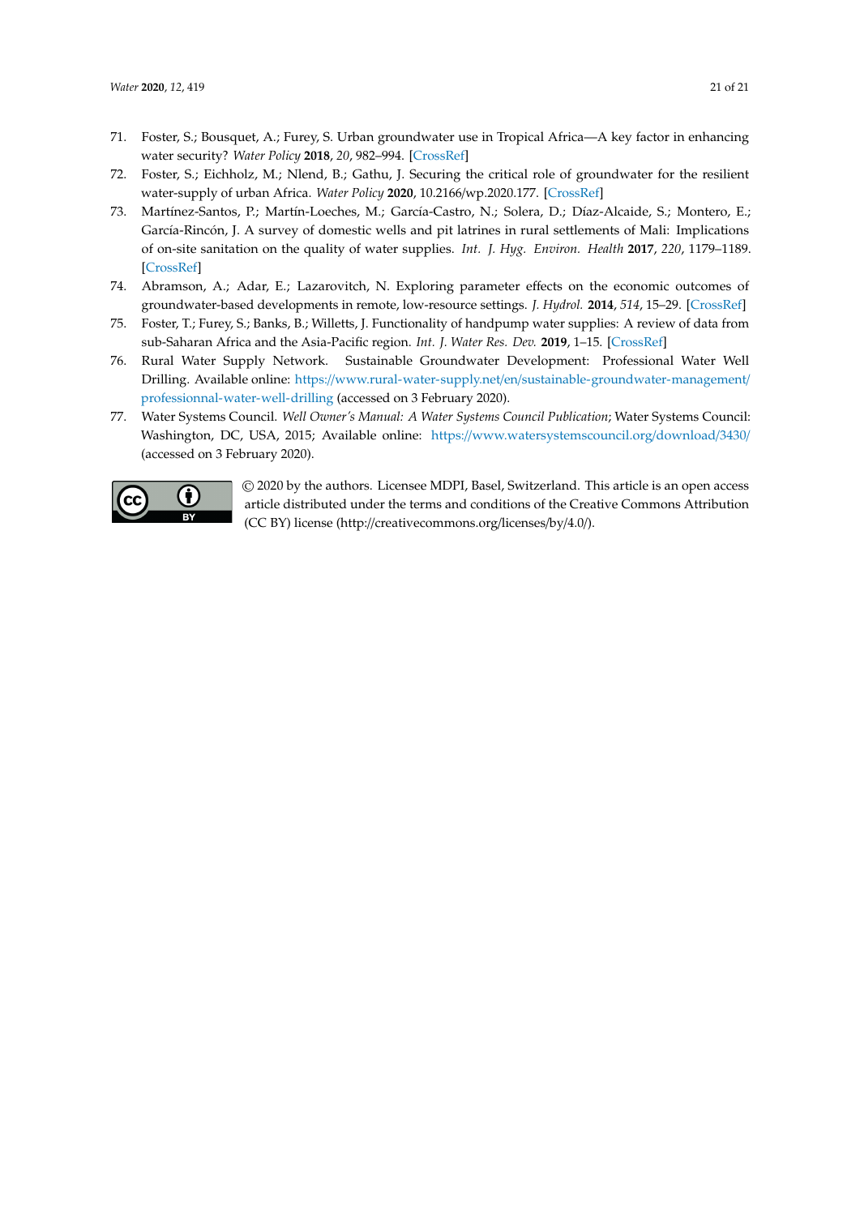71. Foster, S.; Bousquet, A.; Furey, S. Urban groundwater use in Tropical Africa—A key factor in enhancing water security? *Water Policy* **2018**, *20*, 982–994. [CrossRef]
72. Foster, S.; Eichholz, M.; Nlend, B.; Gathu, J. Securing the critical role of groundwater for the resilient water-supply of urban Africa. *Water Policy* **2020**, 10.2166/wp.2020.177. [CrossRef]
73. Martínez-Santos, P.; Martín-Loeches, M.; García-Castro, N.; Solera, D.; Díaz-Alcaide, S.; Montero, E.; García-Rincón, J. A survey of domestic wells and pit latrines in rural settlements of Mali: Implications of on-site sanitation on the quality of water supplies. *Int. J. Hyg. Environ. Health* **2017**, *220*, 1179–1189. [CrossRef]
74. Abramson, A.; Adar, E.; Lazarovitch, N. Exploring parameter effects on the economic outcomes of groundwater-based developments in remote, low-resource settings. *J. Hydrol.* **2014**, *514*, 15–29. [CrossRef]
75. Foster, T.; Furey, S.; Banks, B.; Willetts, J. Functionality of handpump water supplies: A review of data from sub-Saharan Africa and the Asia-Pacific region. *Int. J. Water Res. Dev.* **2019**, 1–15. [CrossRef]
76. Rural Water Supply Network. Sustainable Groundwater Development: Professional Water Well Drilling. Available online: https://www.rural-water-supply.net/en/sustainable-groundwater-management/professionnal-water-well-drilling (accessed on 3 February 2020).
77. Water Systems Council. *Well Owner's Manual: A Water Systems Council Publication*; Water Systems Council: Washington, DC, USA, 2015; Available online: https://www.watersystemscouncil.org/download/3430/ (accessed on 3 February 2020).

© 2020 by the authors. Licensee MDPI, Basel, Switzerland. This article is an open access article distributed under the terms and conditions of the Creative Commons Attribution (CC BY) license (http://creativecommons.org/licenses/by/4.0/).